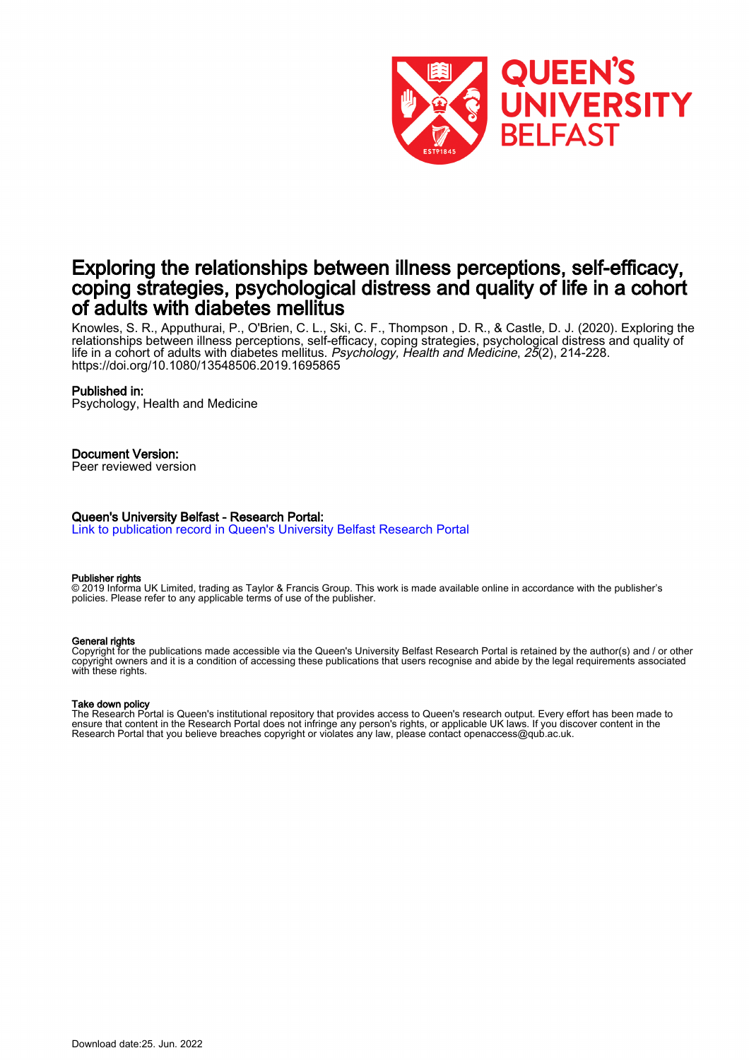# Exploring the relationships between illness perceptions, self-efficacy, coping strategies, psychological distress and quality of life in a cohort of adults with diabetes mellitus

Knowles, S. R., Apputhurai, P., O'Brien, C. L., Ski, C. F., Thompson , D. R., & Castle, D. J. (2020). Exploring the relationships between illness perceptions, self-efficacy, coping strategies, psychological distress and quality of life in a cohort of adults with diabetes mellitus. *Psychology, Health and Medicine*, *25*(2), 214-228. https://doi.org/10.1080/13548506.2019.1695865

## Published in:

Psychology, Health and Medicine

## Document Version:

Peer reviewed version

## Queen's University Belfast - Research Portal:

Link to publication record in Queen's University Belfast Research Portal

#### Publisher rights

© 2019 Informa UK Limited, trading as Taylor & Francis Group. This work is made available online in accordance with the publisher's policies. Please refer to any applicable terms of use of the publisher.

#### General rights

Copyright for the publications made accessible via the Queen's University Belfast Research Portal is retained by the author(s) and / or other copyright owners and it is a condition of accessing these publications that users recognise and abide by the legal requirements associated with these rights.

#### Take down policy

The Research Portal is Queen's institutional repository that provides access to Queen's research output. Every effort has been made to ensure that content in the Research Portal does not infringe any person's rights, or applicable UK laws. If you discover content in the Research Portal that you believe breaches copyright or violates any law, please contact openaccess@qub.ac.uk.

Download date:25. Jun. 2022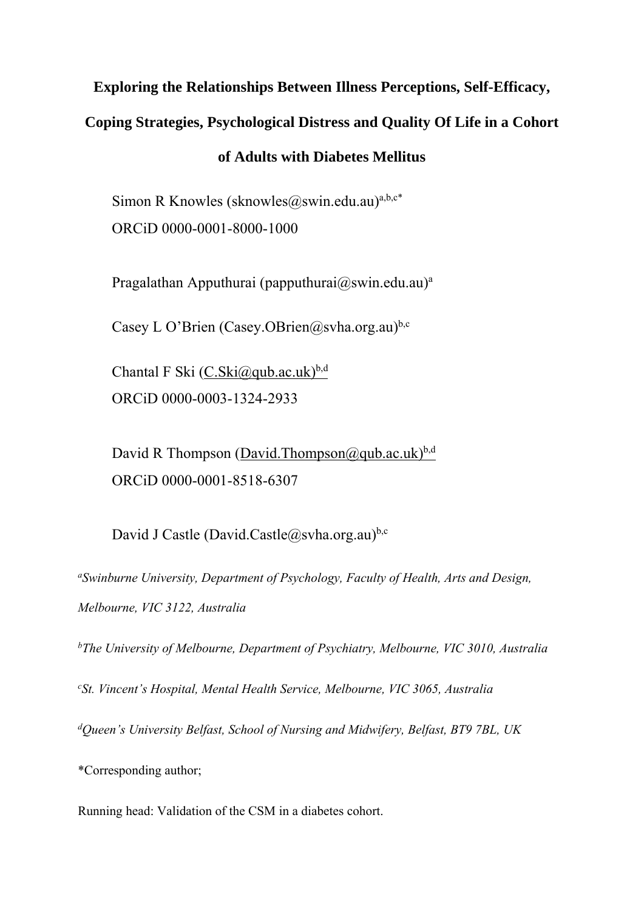**Exploring the Relationships Between Illness Perceptions, Self-Efficacy, Coping Strategies, Psychological Distress and Quality Of Life in a Cohort of Adults with Diabetes Mellitus**

Simon R Knowles (sknowles@swin.edu.au)[a,b,c*]
ORCiD 0000-0001-8000-1000

Pragalathan Apputhurai (papputhurai@swin.edu.au)[a]

Casey L O'Brien (Casey.OBrien@svha.org.au)[b,c]

Chantal F Ski (C.Ski@qub.ac.uk)[b,d]
ORCiD 0000-0003-1324-2933

David R Thompson (David.Thompson@qub.ac.uk)[b,d]
ORCiD 0000-0001-8518-6307

David J Castle (David.Castle@svha.org.au)[b,c]

[a]*Swinburne University, Department of Psychology, Faculty of Health, Arts and Design, Melbourne, VIC 3122, Australia*

[b]*The University of Melbourne, Department of Psychiatry, Melbourne, VIC 3010, Australia*

[c]*St. Vincent's Hospital, Mental Health Service, Melbourne, VIC 3065, Australia*

[d]*Queen's University Belfast, School of Nursing and Midwifery, Belfast, BT9 7BL, UK*

*Corresponding author;

Running head: Validation of the CSM in a diabetes cohort.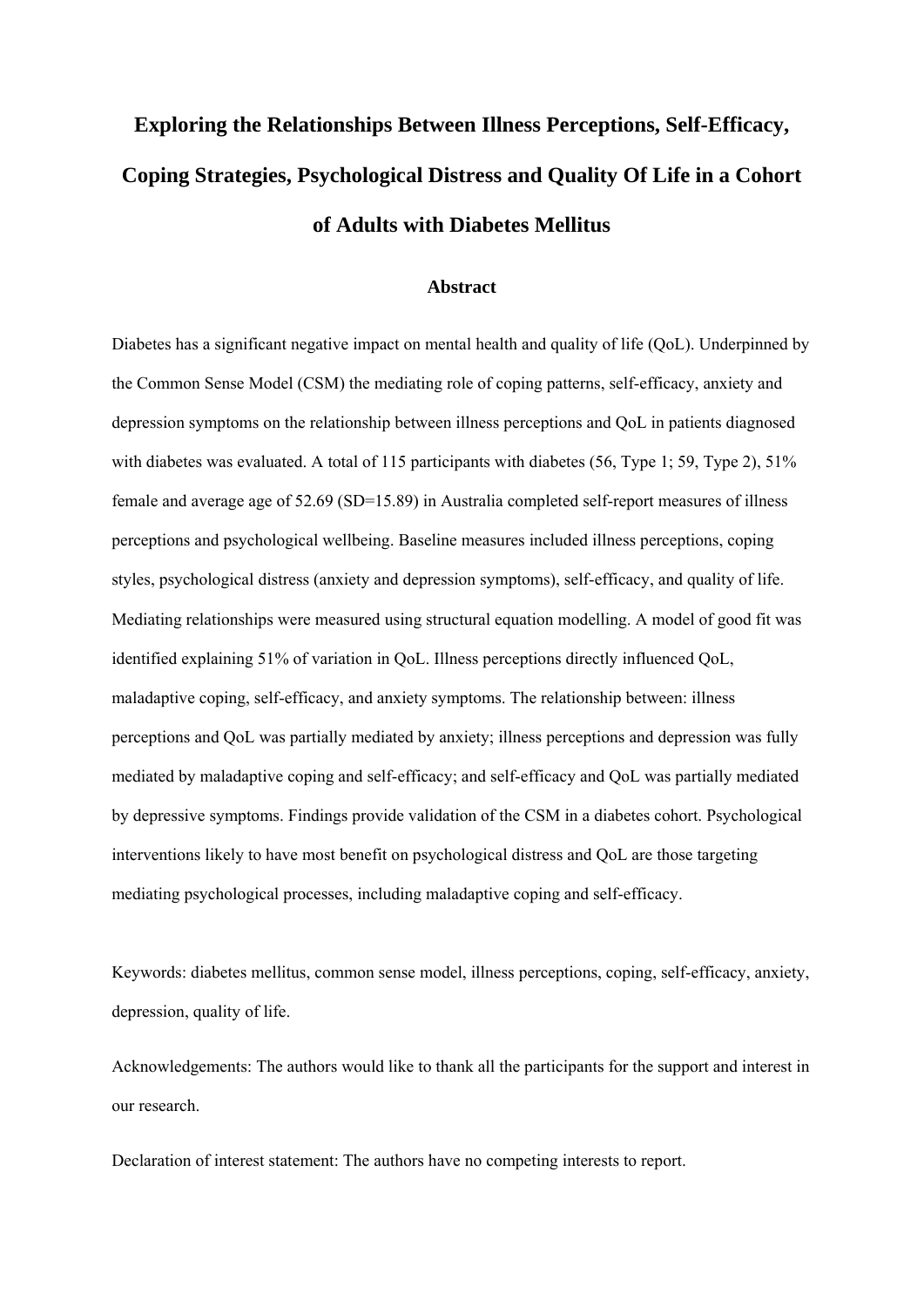# Exploring the Relationships Between Illness Perceptions, Self-Efficacy, Coping Strategies, Psychological Distress and Quality Of Life in a Cohort of Adults with Diabetes Mellitus

## Abstract

Diabetes has a significant negative impact on mental health and quality of life (QoL). Underpinned by the Common Sense Model (CSM) the mediating role of coping patterns, self-efficacy, anxiety and depression symptoms on the relationship between illness perceptions and QoL in patients diagnosed with diabetes was evaluated. A total of 115 participants with diabetes (56, Type 1; 59, Type 2), 51% female and average age of 52.69 (SD=15.89) in Australia completed self-report measures of illness perceptions and psychological wellbeing. Baseline measures included illness perceptions, coping styles, psychological distress (anxiety and depression symptoms), self-efficacy, and quality of life. Mediating relationships were measured using structural equation modelling. A model of good fit was identified explaining 51% of variation in QoL. Illness perceptions directly influenced QoL, maladaptive coping, self-efficacy, and anxiety symptoms. The relationship between: illness perceptions and QoL was partially mediated by anxiety; illness perceptions and depression was fully mediated by maladaptive coping and self-efficacy; and self-efficacy and QoL was partially mediated by depressive symptoms. Findings provide validation of the CSM in a diabetes cohort. Psychological interventions likely to have most benefit on psychological distress and QoL are those targeting mediating psychological processes, including maladaptive coping and self-efficacy.

Keywords: diabetes mellitus, common sense model, illness perceptions, coping, self-efficacy, anxiety, depression, quality of life.

Acknowledgements: The authors would like to thank all the participants for the support and interest in our research.

Declaration of interest statement: The authors have no competing interests to report.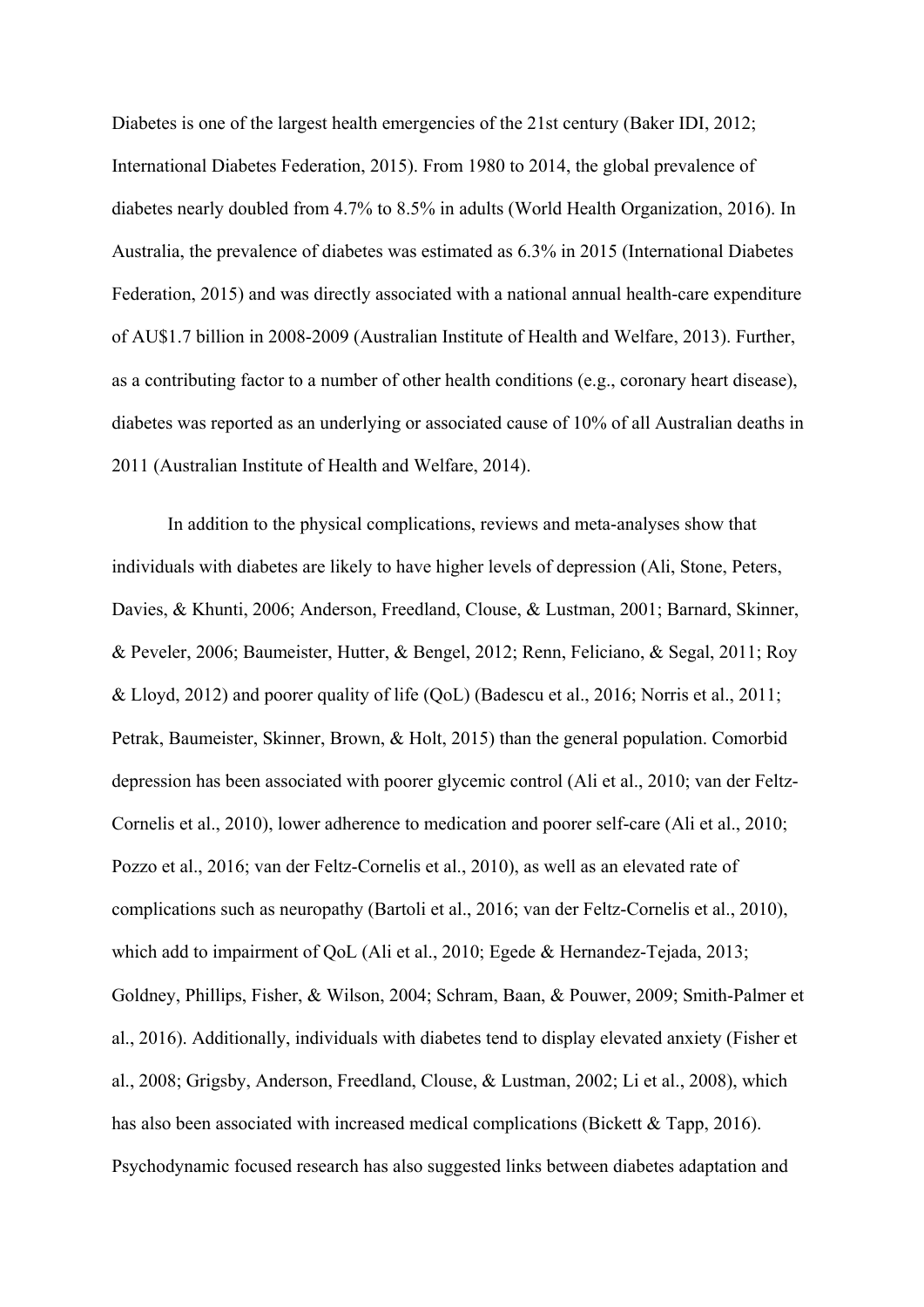Diabetes is one of the largest health emergencies of the 21st century (Baker IDI, 2012; International Diabetes Federation, 2015). From 1980 to 2014, the global prevalence of diabetes nearly doubled from 4.7% to 8.5% in adults (World Health Organization, 2016). In Australia, the prevalence of diabetes was estimated as 6.3% in 2015 (International Diabetes Federation, 2015) and was directly associated with a national annual health-care expenditure of AU$1.7 billion in 2008-2009 (Australian Institute of Health and Welfare, 2013). Further, as a contributing factor to a number of other health conditions (e.g., coronary heart disease), diabetes was reported as an underlying or associated cause of 10% of all Australian deaths in 2011 (Australian Institute of Health and Welfare, 2014).

In addition to the physical complications, reviews and meta-analyses show that individuals with diabetes are likely to have higher levels of depression (Ali, Stone, Peters, Davies, & Khunti, 2006; Anderson, Freedland, Clouse, & Lustman, 2001; Barnard, Skinner, & Peveler, 2006; Baumeister, Hutter, & Bengel, 2012; Renn, Feliciano, & Segal, 2011; Roy & Lloyd, 2012) and poorer quality of life (QoL) (Badescu et al., 2016; Norris et al., 2011; Petrak, Baumeister, Skinner, Brown, & Holt, 2015) than the general population. Comorbid depression has been associated with poorer glycemic control (Ali et al., 2010; van der Feltz-Cornelis et al., 2010), lower adherence to medication and poorer self-care (Ali et al., 2010; Pozzo et al., 2016; van der Feltz-Cornelis et al., 2010), as well as an elevated rate of complications such as neuropathy (Bartoli et al., 2016; van der Feltz-Cornelis et al., 2010), which add to impairment of QoL (Ali et al., 2010; Egede & Hernandez-Tejada, 2013; Goldney, Phillips, Fisher, & Wilson, 2004; Schram, Baan, & Pouwer, 2009; Smith-Palmer et al., 2016). Additionally, individuals with diabetes tend to display elevated anxiety (Fisher et al., 2008; Grigsby, Anderson, Freedland, Clouse, & Lustman, 2002; Li et al., 2008), which has also been associated with increased medical complications (Bickett & Tapp, 2016). Psychodynamic focused research has also suggested links between diabetes adaptation and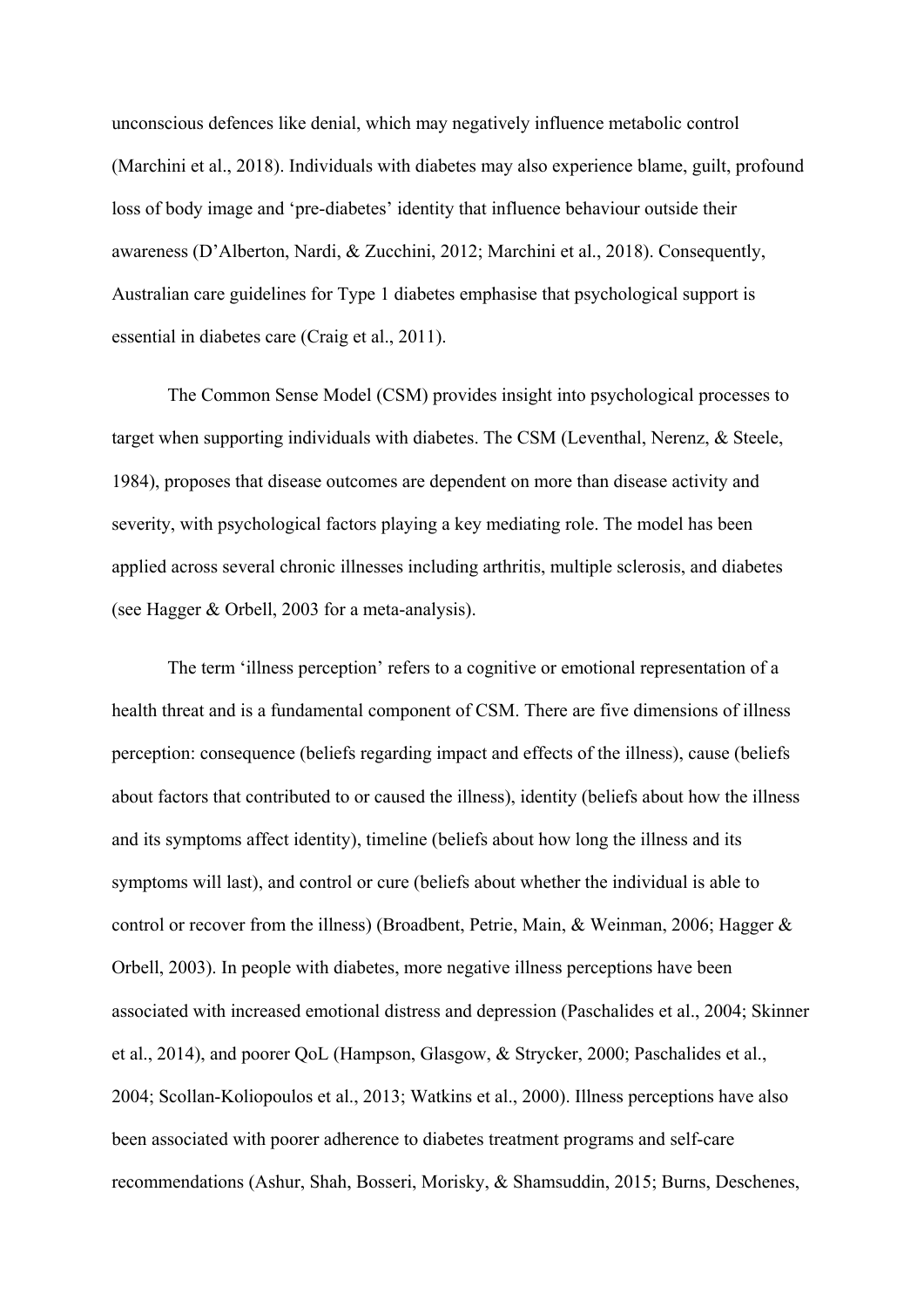unconscious defences like denial, which may negatively influence metabolic control (Marchini et al., 2018). Individuals with diabetes may also experience blame, guilt, profound loss of body image and 'pre-diabetes' identity that influence behaviour outside their awareness (D'Alberton, Nardi, & Zucchini, 2012; Marchini et al., 2018). Consequently, Australian care guidelines for Type 1 diabetes emphasise that psychological support is essential in diabetes care (Craig et al., 2011).

The Common Sense Model (CSM) provides insight into psychological processes to target when supporting individuals with diabetes. The CSM (Leventhal, Nerenz, & Steele, 1984), proposes that disease outcomes are dependent on more than disease activity and severity, with psychological factors playing a key mediating role. The model has been applied across several chronic illnesses including arthritis, multiple sclerosis, and diabetes (see Hagger & Orbell, 2003 for a meta-analysis).

The term 'illness perception' refers to a cognitive or emotional representation of a health threat and is a fundamental component of CSM. There are five dimensions of illness perception: consequence (beliefs regarding impact and effects of the illness), cause (beliefs about factors that contributed to or caused the illness), identity (beliefs about how the illness and its symptoms affect identity), timeline (beliefs about how long the illness and its symptoms will last), and control or cure (beliefs about whether the individual is able to control or recover from the illness) (Broadbent, Petrie, Main, & Weinman, 2006; Hagger & Orbell, 2003). In people with diabetes, more negative illness perceptions have been associated with increased emotional distress and depression (Paschalides et al., 2004; Skinner et al., 2014), and poorer QoL (Hampson, Glasgow, & Strycker, 2000; Paschalides et al., 2004; Scollan-Koliopoulos et al., 2013; Watkins et al., 2000). Illness perceptions have also been associated with poorer adherence to diabetes treatment programs and self-care recommendations (Ashur, Shah, Bosseri, Morisky, & Shamsuddin, 2015; Burns, Deschenes,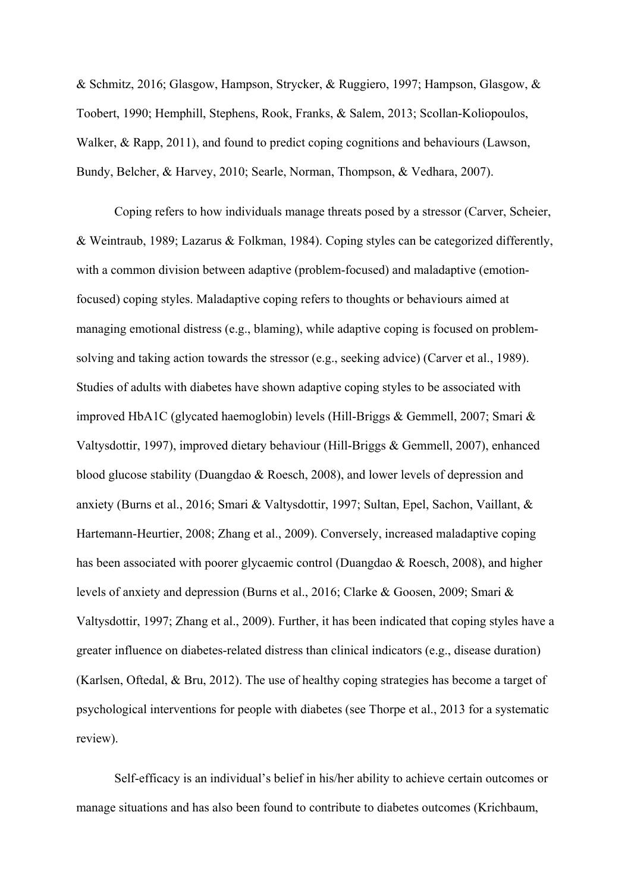& Schmitz, 2016; Glasgow, Hampson, Strycker, & Ruggiero, 1997; Hampson, Glasgow, & Toobert, 1990; Hemphill, Stephens, Rook, Franks, & Salem, 2013; Scollan-Koliopoulos, Walker, & Rapp, 2011), and found to predict coping cognitions and behaviours (Lawson, Bundy, Belcher, & Harvey, 2010; Searle, Norman, Thompson, & Vedhara, 2007).

Coping refers to how individuals manage threats posed by a stressor (Carver, Scheier, & Weintraub, 1989; Lazarus & Folkman, 1984). Coping styles can be categorized differently, with a common division between adaptive (problem-focused) and maladaptive (emotion-focused) coping styles. Maladaptive coping refers to thoughts or behaviours aimed at managing emotional distress (e.g., blaming), while adaptive coping is focused on problem-solving and taking action towards the stressor (e.g., seeking advice) (Carver et al., 1989). Studies of adults with diabetes have shown adaptive coping styles to be associated with improved HbA1C (glycated haemoglobin) levels (Hill-Briggs & Gemmell, 2007; Smari & Valtysdottir, 1997), improved dietary behaviour (Hill-Briggs & Gemmell, 2007), enhanced blood glucose stability (Duangdao & Roesch, 2008), and lower levels of depression and anxiety (Burns et al., 2016; Smari & Valtysdottir, 1997; Sultan, Epel, Sachon, Vaillant, & Hartemann-Heurtier, 2008; Zhang et al., 2009). Conversely, increased maladaptive coping has been associated with poorer glycaemic control (Duangdao & Roesch, 2008), and higher levels of anxiety and depression (Burns et al., 2016; Clarke & Goosen, 2009; Smari & Valtysdottir, 1997; Zhang et al., 2009). Further, it has been indicated that coping styles have a greater influence on diabetes-related distress than clinical indicators (e.g., disease duration) (Karlsen, Oftedal, & Bru, 2012). The use of healthy coping strategies has become a target of psychological interventions for people with diabetes (see Thorpe et al., 2013 for a systematic review).

Self-efficacy is an individual's belief in his/her ability to achieve certain outcomes or manage situations and has also been found to contribute to diabetes outcomes (Krichbaum,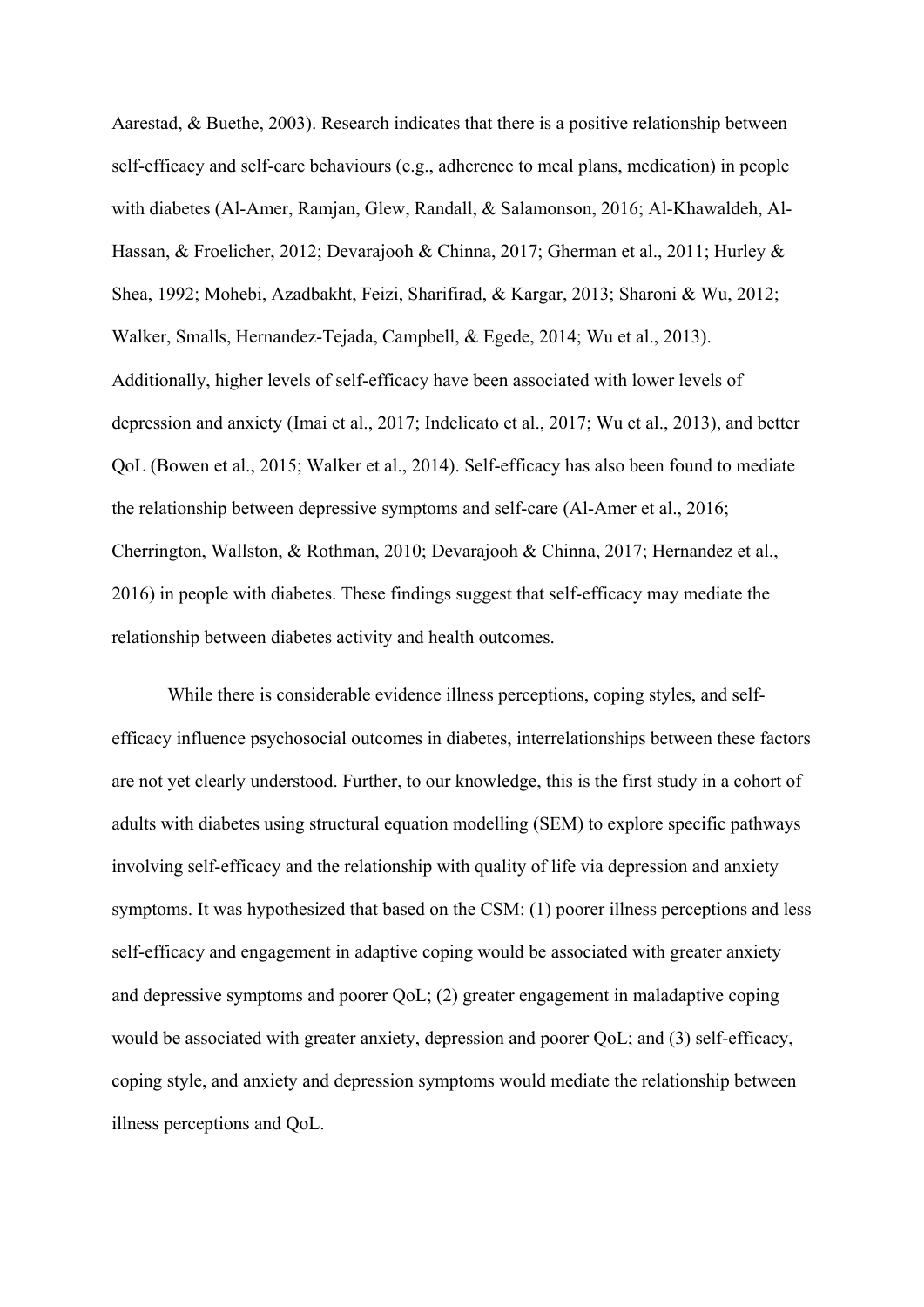Aarestad, & Buethe, 2003). Research indicates that there is a positive relationship between self-efficacy and self-care behaviours (e.g., adherence to meal plans, medication) in people with diabetes (Al-Amer, Ramjan, Glew, Randall, & Salamonson, 2016; Al-Khawaldeh, Al-Hassan, & Froelicher, 2012; Devarajooh & Chinna, 2017; Gherman et al., 2011; Hurley & Shea, 1992; Mohebi, Azadbakht, Feizi, Sharifirad, & Kargar, 2013; Sharoni & Wu, 2012; Walker, Smalls, Hernandez-Tejada, Campbell, & Egede, 2014; Wu et al., 2013). Additionally, higher levels of self-efficacy have been associated with lower levels of depression and anxiety (Imai et al., 2017; Indelicato et al., 2017; Wu et al., 2013), and better QoL (Bowen et al., 2015; Walker et al., 2014). Self-efficacy has also been found to mediate the relationship between depressive symptoms and self-care (Al-Amer et al., 2016; Cherrington, Wallston, & Rothman, 2010; Devarajooh & Chinna, 2017; Hernandez et al., 2016) in people with diabetes. These findings suggest that self-efficacy may mediate the relationship between diabetes activity and health outcomes.

While there is considerable evidence illness perceptions, coping styles, and self-efficacy influence psychosocial outcomes in diabetes, interrelationships between these factors are not yet clearly understood. Further, to our knowledge, this is the first study in a cohort of adults with diabetes using structural equation modelling (SEM) to explore specific pathways involving self-efficacy and the relationship with quality of life via depression and anxiety symptoms. It was hypothesized that based on the CSM: (1) poorer illness perceptions and less self-efficacy and engagement in adaptive coping would be associated with greater anxiety and depressive symptoms and poorer QoL; (2) greater engagement in maladaptive coping would be associated with greater anxiety, depression and poorer QoL; and (3) self-efficacy, coping style, and anxiety and depression symptoms would mediate the relationship between illness perceptions and QoL.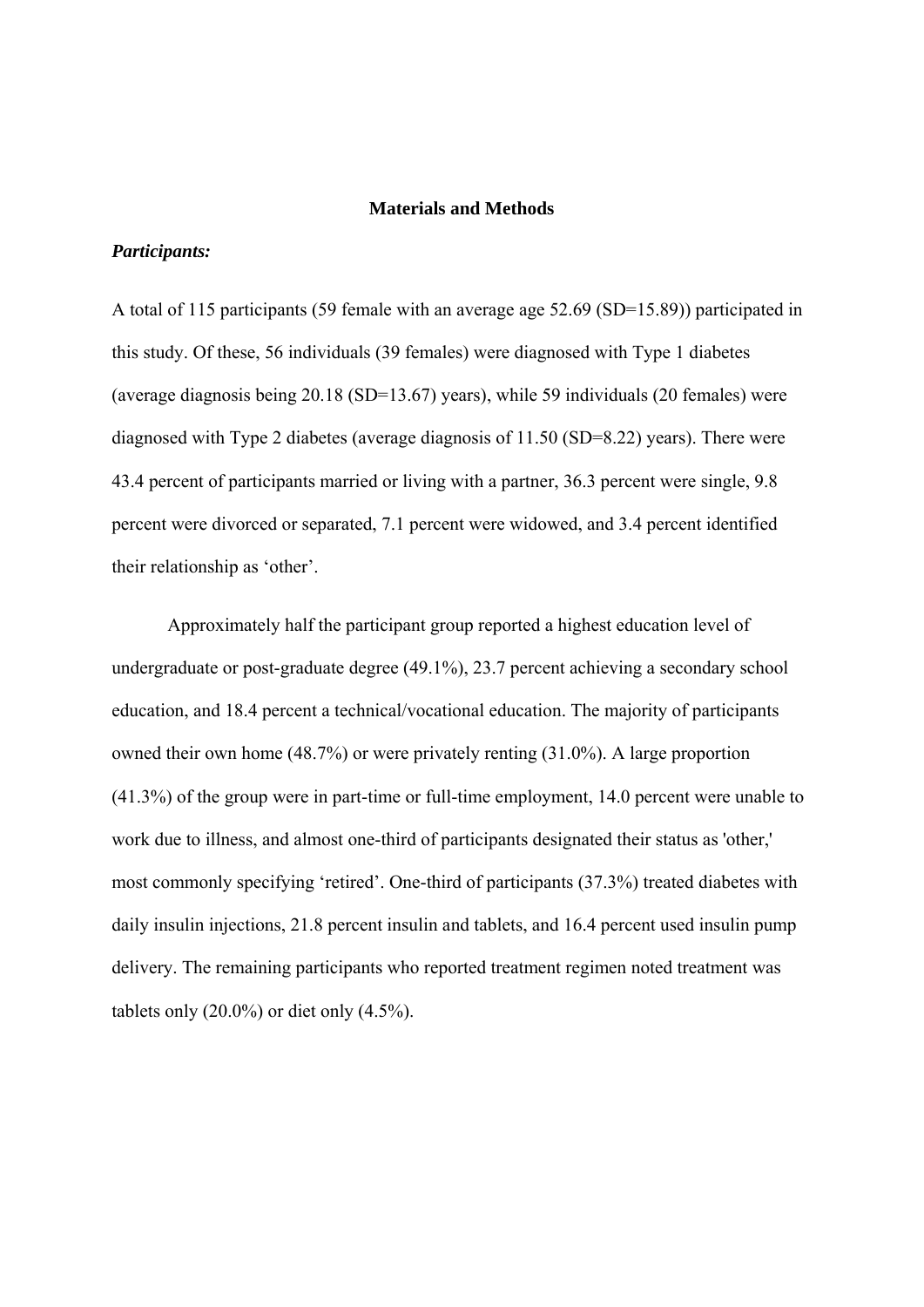## Materials and Methods

***Participants:***

A total of 115 participants (59 female with an average age 52.69 (SD=15.89)) participated in this study. Of these, 56 individuals (39 females) were diagnosed with Type 1 diabetes (average diagnosis being 20.18 (SD=13.67) years), while 59 individuals (20 females) were diagnosed with Type 2 diabetes (average diagnosis of 11.50 (SD=8.22) years). There were 43.4 percent of participants married or living with a partner, 36.3 percent were single, 9.8 percent were divorced or separated, 7.1 percent were widowed, and 3.4 percent identified their relationship as 'other'.

Approximately half the participant group reported a highest education level of undergraduate or post-graduate degree (49.1%), 23.7 percent achieving a secondary school education, and 18.4 percent a technical/vocational education. The majority of participants owned their own home (48.7%) or were privately renting (31.0%). A large proportion (41.3%) of the group were in part-time or full-time employment, 14.0 percent were unable to work due to illness, and almost one-third of participants designated their status as 'other,' most commonly specifying 'retired'. One-third of participants (37.3%) treated diabetes with daily insulin injections, 21.8 percent insulin and tablets, and 16.4 percent used insulin pump delivery. The remaining participants who reported treatment regimen noted treatment was tablets only (20.0%) or diet only (4.5%).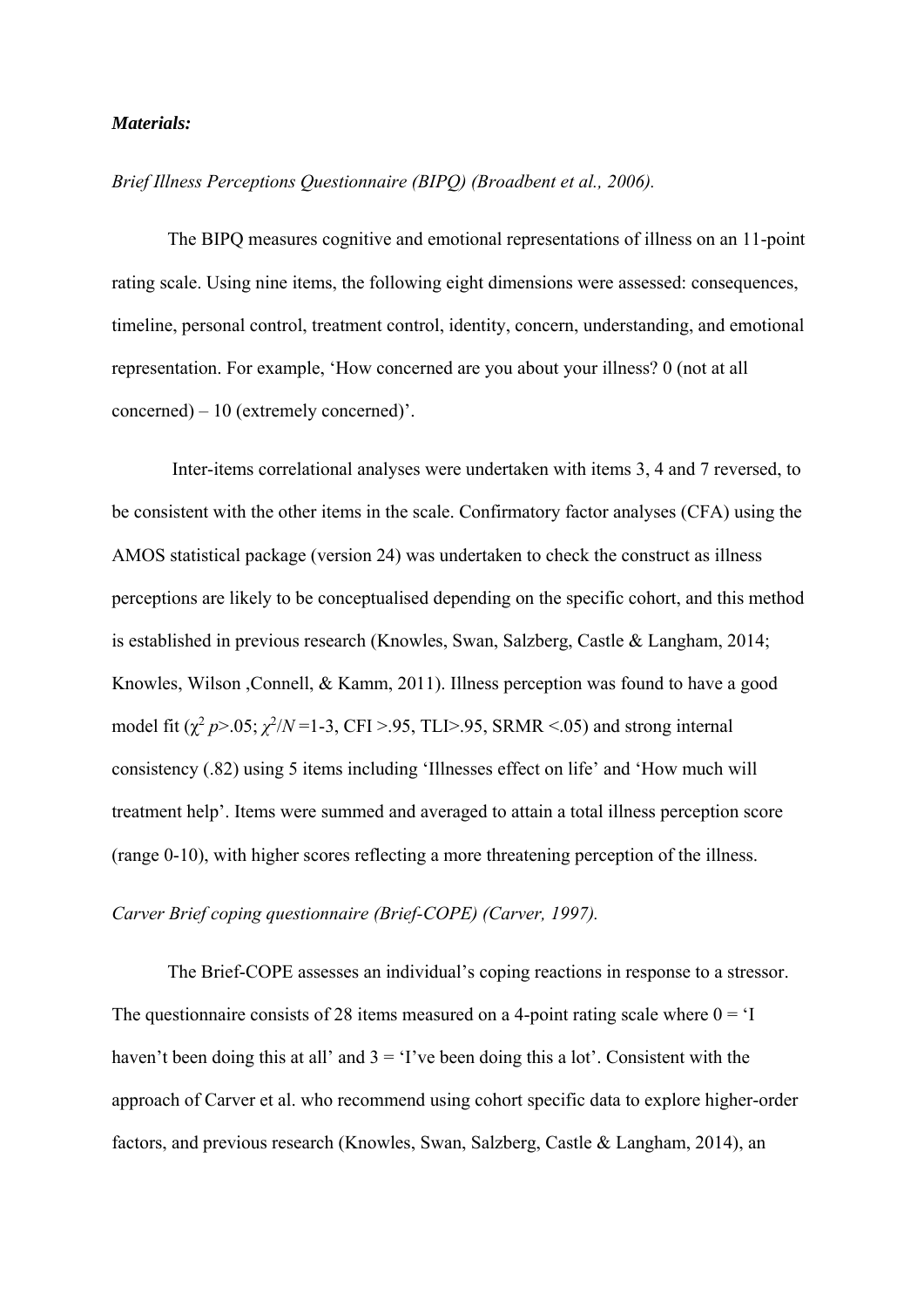***Materials:***

*Brief Illness Perceptions Questionnaire (BIPQ) (Broadbent et al., 2006).*

The BIPQ measures cognitive and emotional representations of illness on an 11-point rating scale. Using nine items, the following eight dimensions were assessed: consequences, timeline, personal control, treatment control, identity, concern, understanding, and emotional representation. For example, 'How concerned are you about your illness? 0 (not at all concerned) – 10 (extremely concerned)'.

Inter-items correlational analyses were undertaken with items 3, 4 and 7 reversed, to be consistent with the other items in the scale. Confirmatory factor analyses (CFA) using the AMOS statistical package (version 24) was undertaken to check the construct as illness perceptions are likely to be conceptualised depending on the specific cohort, and this method is established in previous research (Knowles, Swan, Salzberg, Castle & Langham, 2014; Knowles, Wilson ,Connell, & Kamm, 2011). Illness perception was found to have a good model fit ($\chi^2$ $p$>.05; $\chi^2/N$ =1-3, CFI >.95, TLI>.95, SRMR <.05) and strong internal consistency (.82) using 5 items including 'Illnesses effect on life' and 'How much will treatment help'. Items were summed and averaged to attain a total illness perception score (range 0-10), with higher scores reflecting a more threatening perception of the illness.

*Carver Brief coping questionnaire (Brief-COPE) (Carver, 1997).*

The Brief-COPE assesses an individual's coping reactions in response to a stressor. The questionnaire consists of 28 items measured on a 4-point rating scale where 0 = 'I haven't been doing this at all' and 3 = 'I've been doing this a lot'. Consistent with the approach of Carver et al. who recommend using cohort specific data to explore higher-order factors, and previous research (Knowles, Swan, Salzberg, Castle & Langham, 2014), an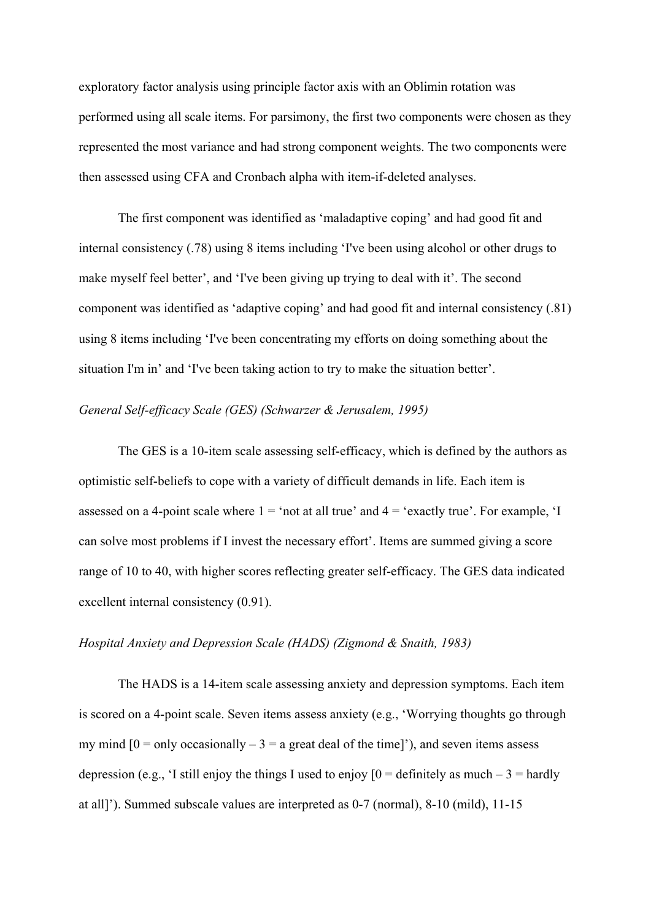exploratory factor analysis using principle factor axis with an Oblimin rotation was performed using all scale items. For parsimony, the first two components were chosen as they represented the most variance and had strong component weights. The two components were then assessed using CFA and Cronbach alpha with item-if-deleted analyses.

The first component was identified as 'maladaptive coping' and had good fit and internal consistency (.78) using 8 items including 'I've been using alcohol or other drugs to make myself feel better', and 'I've been giving up trying to deal with it'. The second component was identified as 'adaptive coping' and had good fit and internal consistency (.81) using 8 items including 'I've been concentrating my efforts on doing something about the situation I'm in' and 'I've been taking action to try to make the situation better'.

*General Self-efficacy Scale (GES) (Schwarzer & Jerusalem, 1995)*

The GES is a 10-item scale assessing self-efficacy, which is defined by the authors as optimistic self-beliefs to cope with a variety of difficult demands in life. Each item is assessed on a 4-point scale where 1 = 'not at all true' and 4 = 'exactly true'. For example, 'I can solve most problems if I invest the necessary effort'. Items are summed giving a score range of 10 to 40, with higher scores reflecting greater self-efficacy. The GES data indicated excellent internal consistency (0.91).

*Hospital Anxiety and Depression Scale (HADS) (Zigmond & Snaith, 1983)*

The HADS is a 14-item scale assessing anxiety and depression symptoms. Each item is scored on a 4-point scale. Seven items assess anxiety (e.g., 'Worrying thoughts go through my mind [0 = only occasionally – 3 = a great deal of the time]'), and seven items assess depression (e.g., 'I still enjoy the things I used to enjoy [0 = definitely as much – 3 = hardly at all]'). Summed subscale values are interpreted as 0-7 (normal), 8-10 (mild), 11-15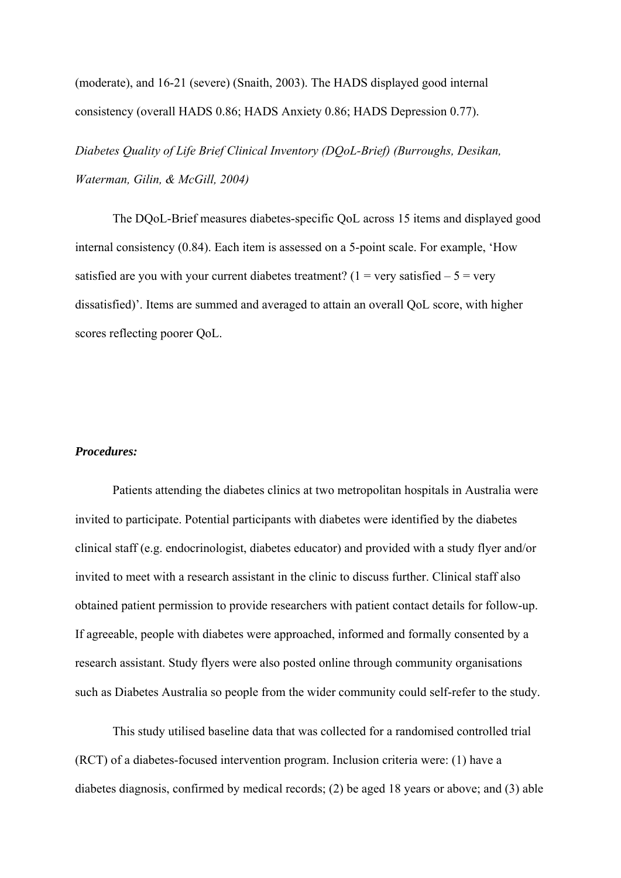(moderate), and 16-21 (severe) (Snaith, 2003). The HADS displayed good internal consistency (overall HADS 0.86; HADS Anxiety 0.86; HADS Depression 0.77).

*Diabetes Quality of Life Brief Clinical Inventory (DQoL-Brief) (Burroughs, Desikan, Waterman, Gilin, & McGill, 2004)*

The DQoL-Brief measures diabetes-specific QoL across 15 items and displayed good internal consistency (0.84). Each item is assessed on a 5-point scale. For example, 'How satisfied are you with your current diabetes treatment? (1 = very satisfied – 5 = very dissatisfied)'. Items are summed and averaged to attain an overall QoL score, with higher scores reflecting poorer QoL.

***Procedures:***

Patients attending the diabetes clinics at two metropolitan hospitals in Australia were invited to participate. Potential participants with diabetes were identified by the diabetes clinical staff (e.g. endocrinologist, diabetes educator) and provided with a study flyer and/or invited to meet with a research assistant in the clinic to discuss further. Clinical staff also obtained patient permission to provide researchers with patient contact details for follow-up. If agreeable, people with diabetes were approached, informed and formally consented by a research assistant. Study flyers were also posted online through community organisations such as Diabetes Australia so people from the wider community could self-refer to the study.

This study utilised baseline data that was collected for a randomised controlled trial (RCT) of a diabetes-focused intervention program. Inclusion criteria were: (1) have a diabetes diagnosis, confirmed by medical records; (2) be aged 18 years or above; and (3) able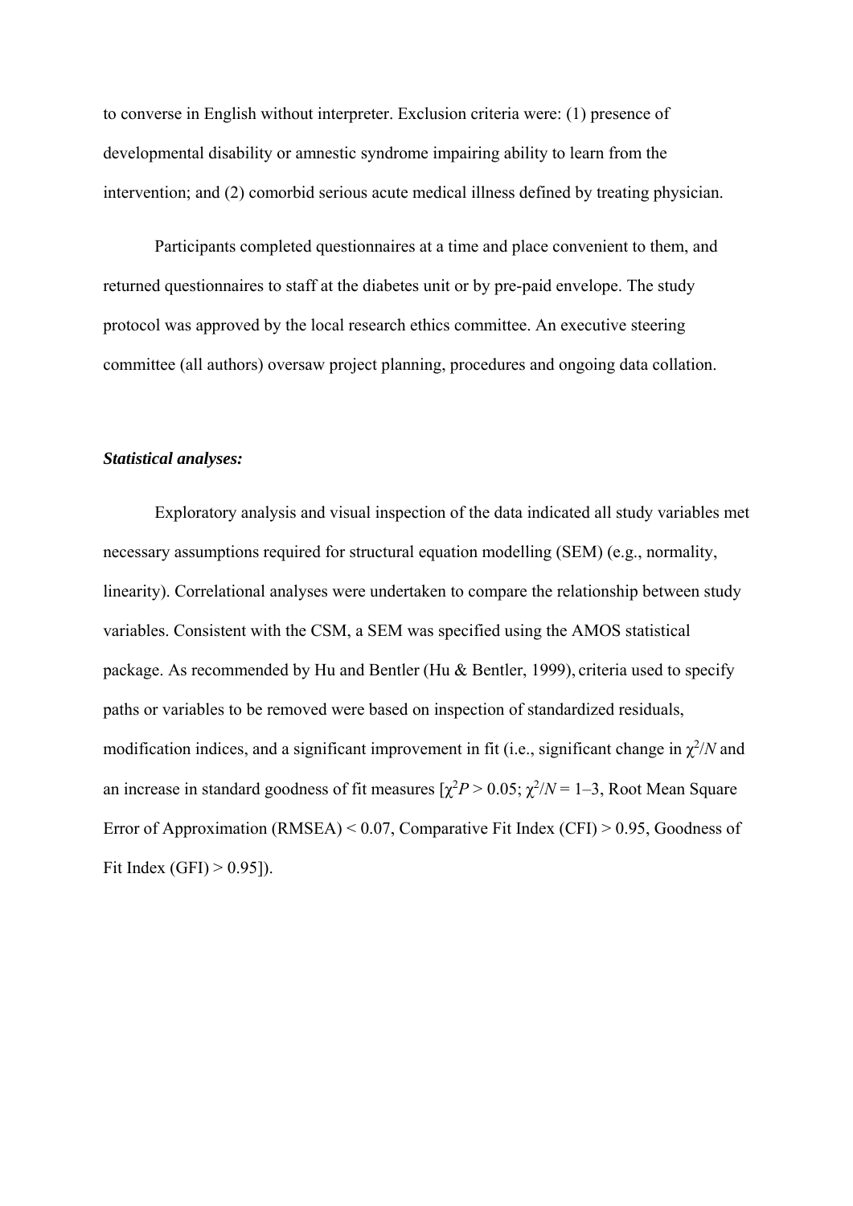to converse in English without interpreter. Exclusion criteria were: (1) presence of developmental disability or amnestic syndrome impairing ability to learn from the intervention; and (2) comorbid serious acute medical illness defined by treating physician.

Participants completed questionnaires at a time and place convenient to them, and returned questionnaires to staff at the diabetes unit or by pre-paid envelope. The study protocol was approved by the local research ethics committee. An executive steering committee (all authors) oversaw project planning, procedures and ongoing data collation.

***Statistical analyses:***

Exploratory analysis and visual inspection of the data indicated all study variables met necessary assumptions required for structural equation modelling (SEM) (e.g., normality, linearity). Correlational analyses were undertaken to compare the relationship between study variables. Consistent with the CSM, a SEM was specified using the AMOS statistical package. As recommended by Hu and Bentler (Hu & Bentler, 1999), criteria used to specify paths or variables to be removed were based on inspection of standardized residuals, modification indices, and a significant improvement in fit (i.e., significant change in $\chi^2/N$ and an increase in standard goodness of fit measures [$\chi^2 P > 0.05$; $\chi^2/N = 1–3$, Root Mean Square Error of Approximation (RMSEA) < 0.07, Comparative Fit Index (CFI) > 0.95, Goodness of Fit Index (GFI) > 0.95]).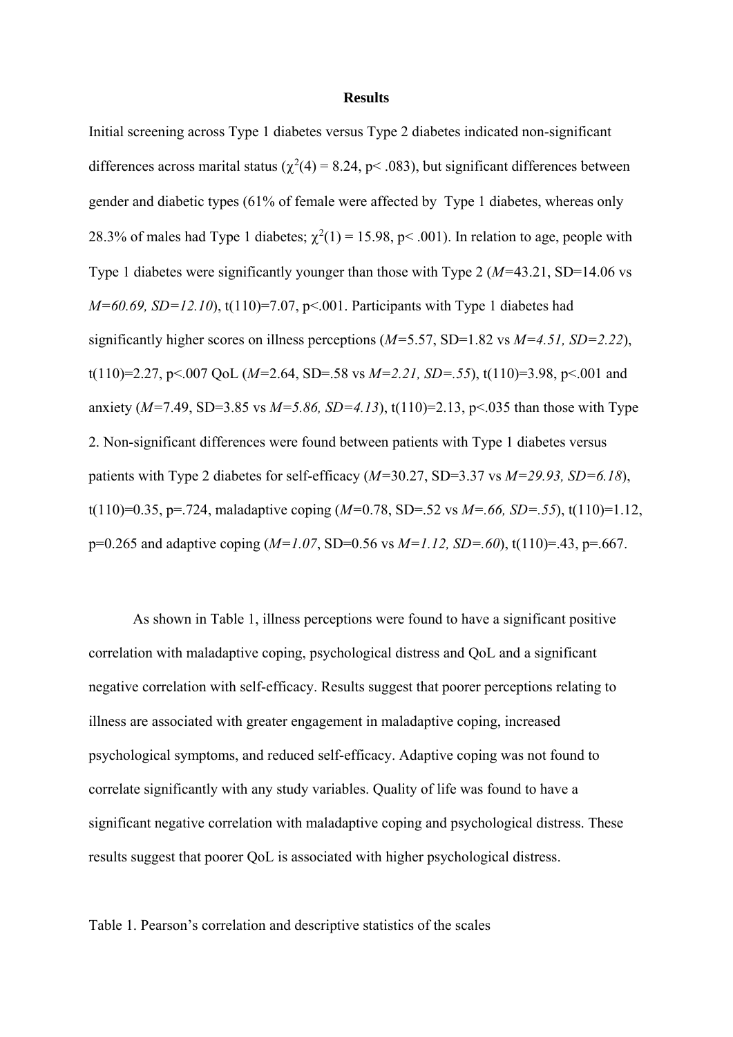**Results**

Initial screening across Type 1 diabetes versus Type 2 diabetes indicated non-significant differences across marital status ($\chi^2(4) = 8.24$, $p < .083$), but significant differences between gender and diabetic types (61% of female were affected by Type 1 diabetes, whereas only 28.3% of males had Type 1 diabetes; $\chi^2(1) = 15.98$, $p < .001$). In relation to age, people with Type 1 diabetes were significantly younger than those with Type 2 (*M*=43.21, SD=14.06 vs *M=60.69, SD=12.10*), t(110)=7.07, p<.001. Participants with Type 1 diabetes had significantly higher scores on illness perceptions (*M*=5.57, SD=1.82 vs *M=4.51, SD=2.22*), t(110)=2.27, p<.007 QoL (*M*=2.64, SD=.58 vs *M=2.21, SD=.55*), t(110)=3.98, p<.001 and anxiety (*M*=7.49, SD=3.85 vs *M=5.86, SD=4.13*), t(110)=2.13, p<.035 than those with Type 2. Non-significant differences were found between patients with Type 1 diabetes versus patients with Type 2 diabetes for self-efficacy (*M*=30.27, SD=3.37 vs *M=29.93, SD=6.18*), t(110)=0.35, p=.724, maladaptive coping (*M*=0.78, SD=.52 vs *M=.66, SD=.55*), t(110)=1.12, p=0.265 and adaptive coping (*M=1.07*, SD=0.56 vs *M=1.12, SD=.60*), t(110)=.43, p=.667.

As shown in Table 1, illness perceptions were found to have a significant positive correlation with maladaptive coping, psychological distress and QoL and a significant negative correlation with self-efficacy. Results suggest that poorer perceptions relating to illness are associated with greater engagement in maladaptive coping, increased psychological symptoms, and reduced self-efficacy. Adaptive coping was not found to correlate significantly with any study variables. Quality of life was found to have a significant negative correlation with maladaptive coping and psychological distress. These results suggest that poorer QoL is associated with higher psychological distress.

Table 1. Pearson's correlation and descriptive statistics of the scales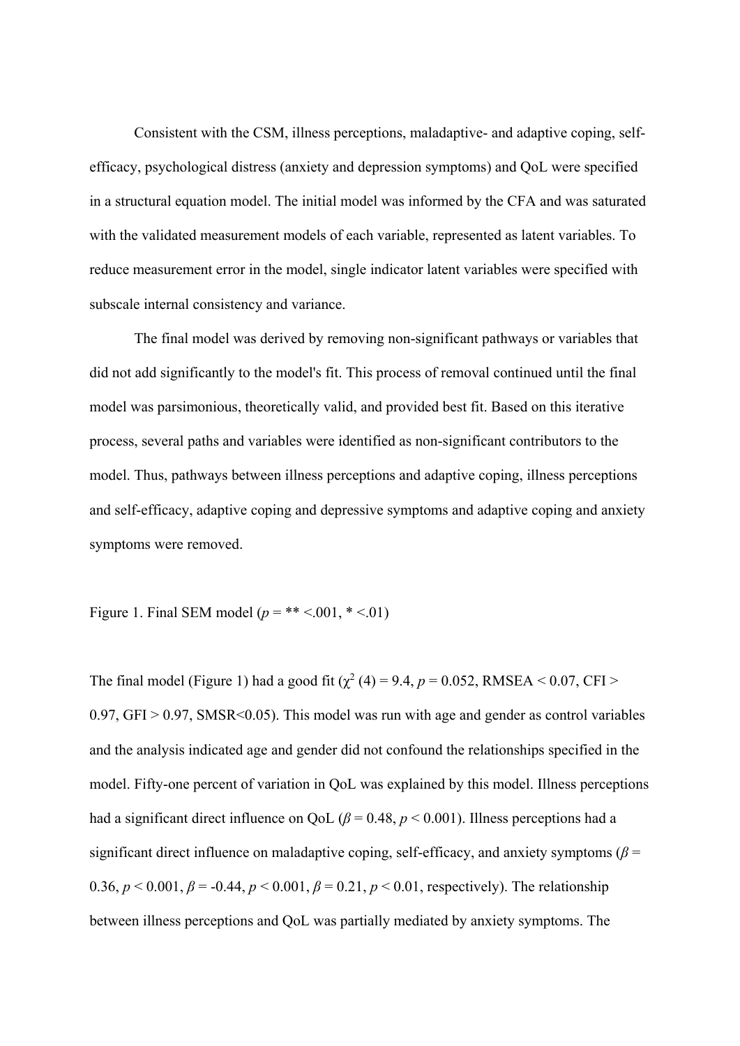Consistent with the CSM, illness perceptions, maladaptive- and adaptive coping, self-efficacy, psychological distress (anxiety and depression symptoms) and QoL were specified in a structural equation model. The initial model was informed by the CFA and was saturated with the validated measurement models of each variable, represented as latent variables. To reduce measurement error in the model, single indicator latent variables were specified with subscale internal consistency and variance.

The final model was derived by removing non-significant pathways or variables that did not add significantly to the model's fit. This process of removal continued until the final model was parsimonious, theoretically valid, and provided best fit. Based on this iterative process, several paths and variables were identified as non-significant contributors to the model. Thus, pathways between illness perceptions and adaptive coping, illness perceptions and self-efficacy, adaptive coping and depressive symptoms and adaptive coping and anxiety symptoms were removed.

Figure 1. Final SEM model (*p* = ** <.001, * <.01)

The final model (Figure 1) had a good fit ($\chi^2$ (4) = 9.4, $p = 0.052$, RMSEA < 0.07, CFI > 0.97, GFI > 0.97, SMSR<0.05). This model was run with age and gender as control variables and the analysis indicated age and gender did not confound the relationships specified in the model. Fifty-one percent of variation in QoL was explained by this model. Illness perceptions had a significant direct influence on QoL ($\beta = 0.48$, $p < 0.001$). Illness perceptions had a significant direct influence on maladaptive coping, self-efficacy, and anxiety symptoms ($\beta = 0.36$, $p < 0.001$, $\beta = -0.44$, $p < 0.001$, $\beta = 0.21$, $p < 0.01$, respectively). The relationship between illness perceptions and QoL was partially mediated by anxiety symptoms. The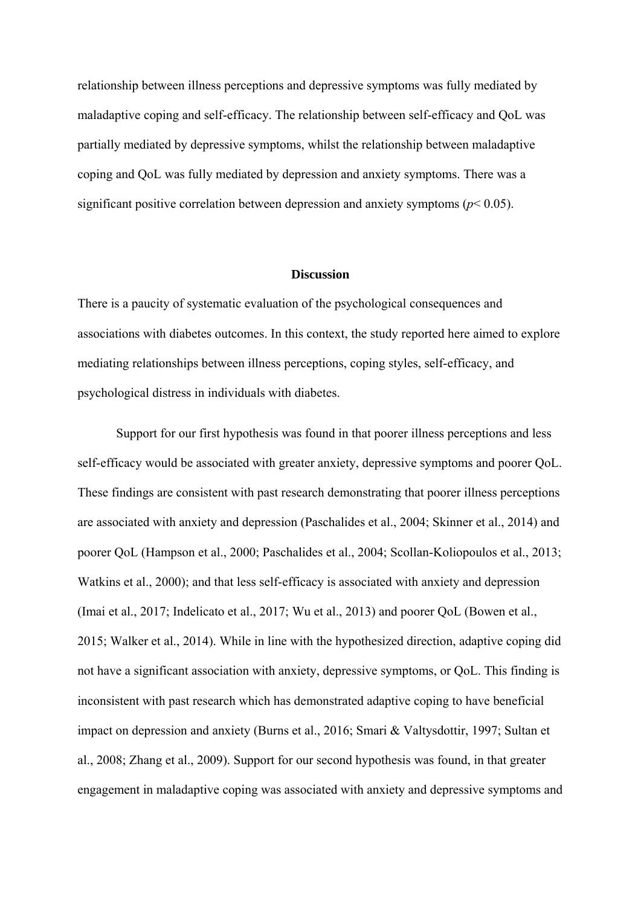relationship between illness perceptions and depressive symptoms was fully mediated by maladaptive coping and self-efficacy. The relationship between self-efficacy and QoL was partially mediated by depressive symptoms, whilst the relationship between maladaptive coping and QoL was fully mediated by depression and anxiety symptoms. There was a significant positive correlation between depression and anxiety symptoms ($p < 0.05$).

## Discussion

There is a paucity of systematic evaluation of the psychological consequences and associations with diabetes outcomes. In this context, the study reported here aimed to explore mediating relationships between illness perceptions, coping styles, self-efficacy, and psychological distress in individuals with diabetes.

Support for our first hypothesis was found in that poorer illness perceptions and less self-efficacy would be associated with greater anxiety, depressive symptoms and poorer QoL. These findings are consistent with past research demonstrating that poorer illness perceptions are associated with anxiety and depression (Paschalides et al., 2004; Skinner et al., 2014) and poorer QoL (Hampson et al., 2000; Paschalides et al., 2004; Scollan-Koliopoulos et al., 2013; Watkins et al., 2000); and that less self-efficacy is associated with anxiety and depression (Imai et al., 2017; Indelicato et al., 2017; Wu et al., 2013) and poorer QoL (Bowen et al., 2015; Walker et al., 2014). While in line with the hypothesized direction, adaptive coping did not have a significant association with anxiety, depressive symptoms, or QoL. This finding is inconsistent with past research which has demonstrated adaptive coping to have beneficial impact on depression and anxiety (Burns et al., 2016; Smari & Valtysdottir, 1997; Sultan et al., 2008; Zhang et al., 2009). Support for our second hypothesis was found, in that greater engagement in maladaptive coping was associated with anxiety and depressive symptoms and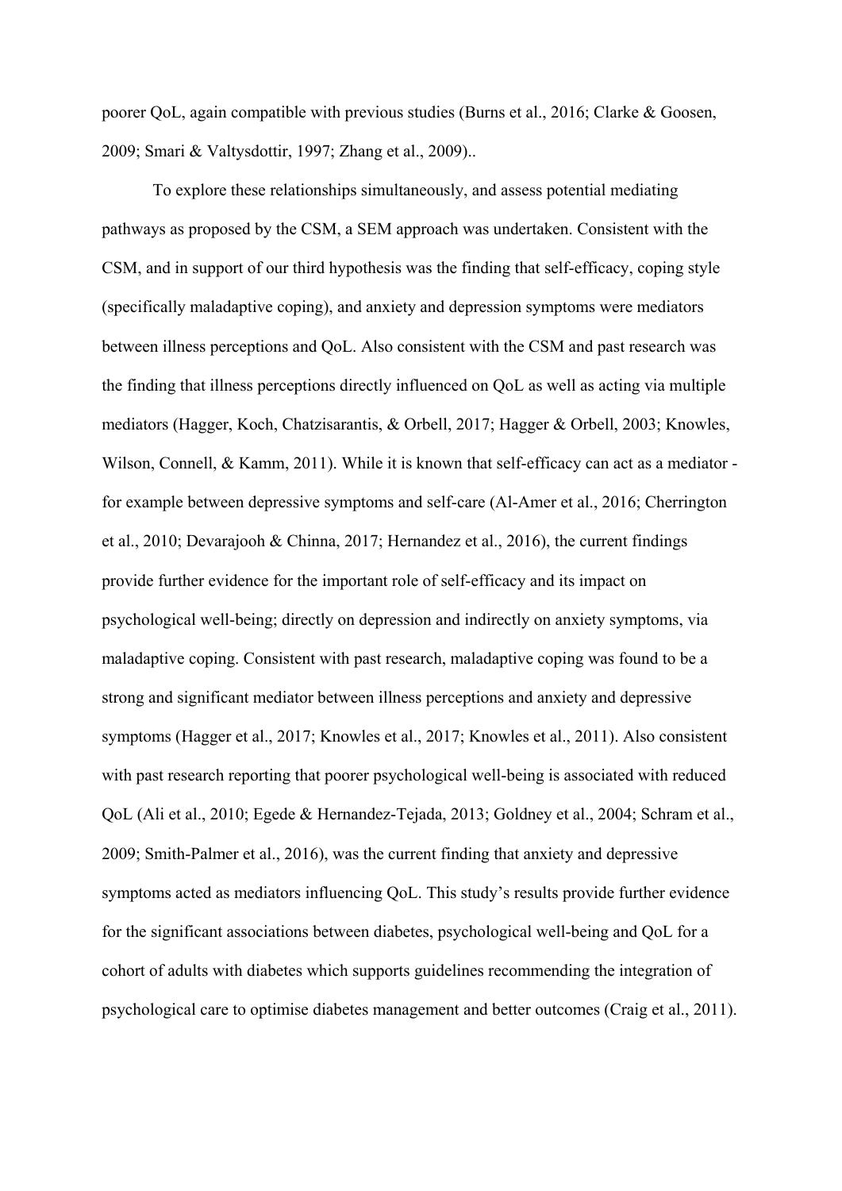poorer QoL, again compatible with previous studies (Burns et al., 2016; Clarke & Goosen, 2009; Smari & Valtysdottir, 1997; Zhang et al., 2009)..

To explore these relationships simultaneously, and assess potential mediating pathways as proposed by the CSM, a SEM approach was undertaken. Consistent with the CSM, and in support of our third hypothesis was the finding that self-efficacy, coping style (specifically maladaptive coping), and anxiety and depression symptoms were mediators between illness perceptions and QoL. Also consistent with the CSM and past research was the finding that illness perceptions directly influenced on QoL as well as acting via multiple mediators (Hagger, Koch, Chatzisarantis, & Orbell, 2017; Hagger & Orbell, 2003; Knowles, Wilson, Connell, & Kamm, 2011). While it is known that self-efficacy can act as a mediator - for example between depressive symptoms and self-care (Al-Amer et al., 2016; Cherrington et al., 2010; Devarajooh & Chinna, 2017; Hernandez et al., 2016), the current findings provide further evidence for the important role of self-efficacy and its impact on psychological well-being; directly on depression and indirectly on anxiety symptoms, via maladaptive coping. Consistent with past research, maladaptive coping was found to be a strong and significant mediator between illness perceptions and anxiety and depressive symptoms (Hagger et al., 2017; Knowles et al., 2017; Knowles et al., 2011). Also consistent with past research reporting that poorer psychological well-being is associated with reduced QoL (Ali et al., 2010; Egede & Hernandez-Tejada, 2013; Goldney et al., 2004; Schram et al., 2009; Smith-Palmer et al., 2016), was the current finding that anxiety and depressive symptoms acted as mediators influencing QoL. This study's results provide further evidence for the significant associations between diabetes, psychological well-being and QoL for a cohort of adults with diabetes which supports guidelines recommending the integration of psychological care to optimise diabetes management and better outcomes (Craig et al., 2011).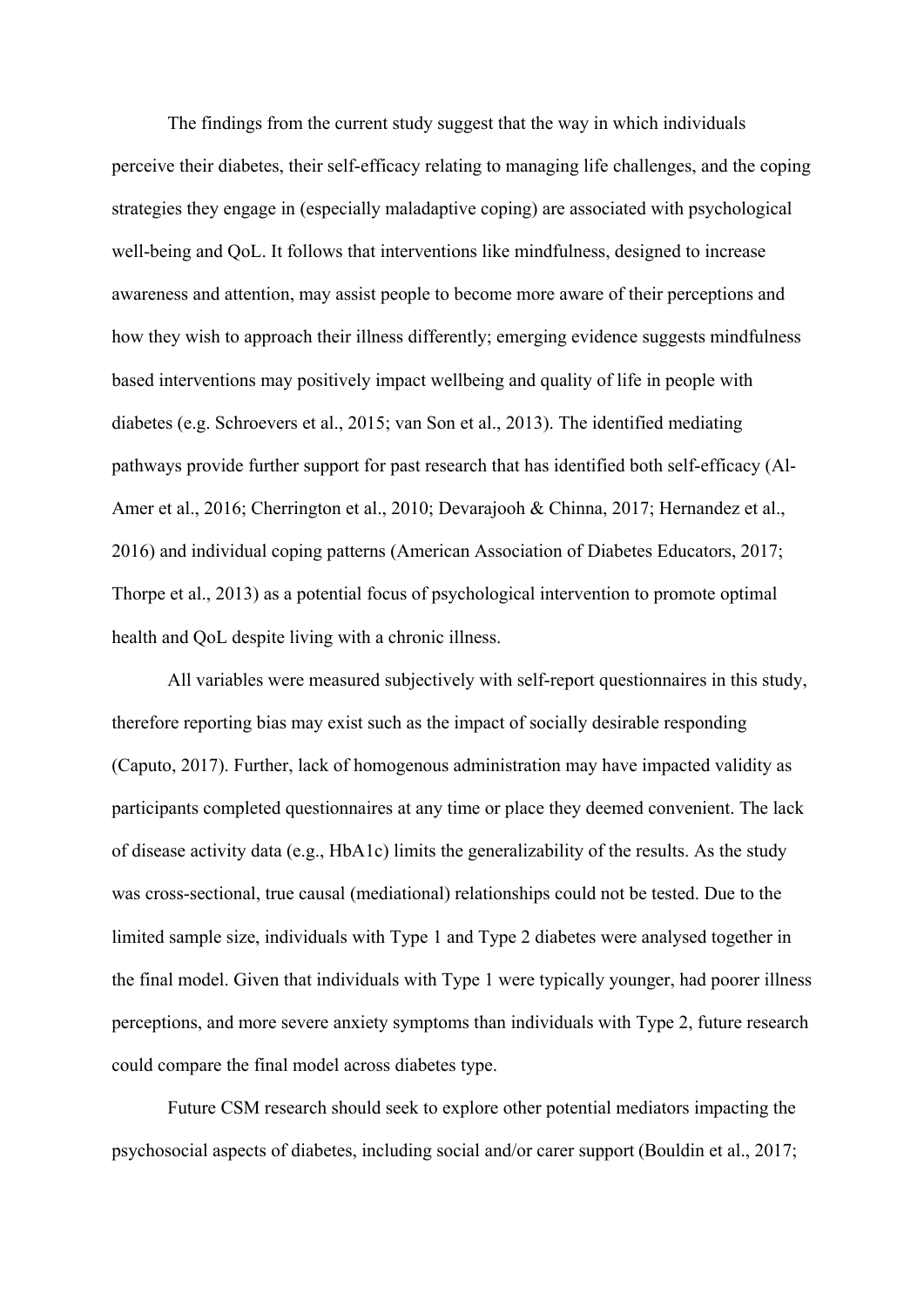The findings from the current study suggest that the way in which individuals perceive their diabetes, their self-efficacy relating to managing life challenges, and the coping strategies they engage in (especially maladaptive coping) are associated with psychological well-being and QoL. It follows that interventions like mindfulness, designed to increase awareness and attention, may assist people to become more aware of their perceptions and how they wish to approach their illness differently; emerging evidence suggests mindfulness based interventions may positively impact wellbeing and quality of life in people with diabetes (e.g. Schroevers et al., 2015; van Son et al., 2013). The identified mediating pathways provide further support for past research that has identified both self-efficacy (Al-Amer et al., 2016; Cherrington et al., 2010; Devarajooh & Chinna, 2017; Hernandez et al., 2016) and individual coping patterns (American Association of Diabetes Educators, 2017; Thorpe et al., 2013) as a potential focus of psychological intervention to promote optimal health and QoL despite living with a chronic illness.

All variables were measured subjectively with self-report questionnaires in this study, therefore reporting bias may exist such as the impact of socially desirable responding (Caputo, 2017). Further, lack of homogenous administration may have impacted validity as participants completed questionnaires at any time or place they deemed convenient. The lack of disease activity data (e.g., HbA1c) limits the generalizability of the results. As the study was cross-sectional, true causal (mediational) relationships could not be tested. Due to the limited sample size, individuals with Type 1 and Type 2 diabetes were analysed together in the final model. Given that individuals with Type 1 were typically younger, had poorer illness perceptions, and more severe anxiety symptoms than individuals with Type 2, future research could compare the final model across diabetes type.

Future CSM research should seek to explore other potential mediators impacting the psychosocial aspects of diabetes, including social and/or carer support (Bouldin et al., 2017;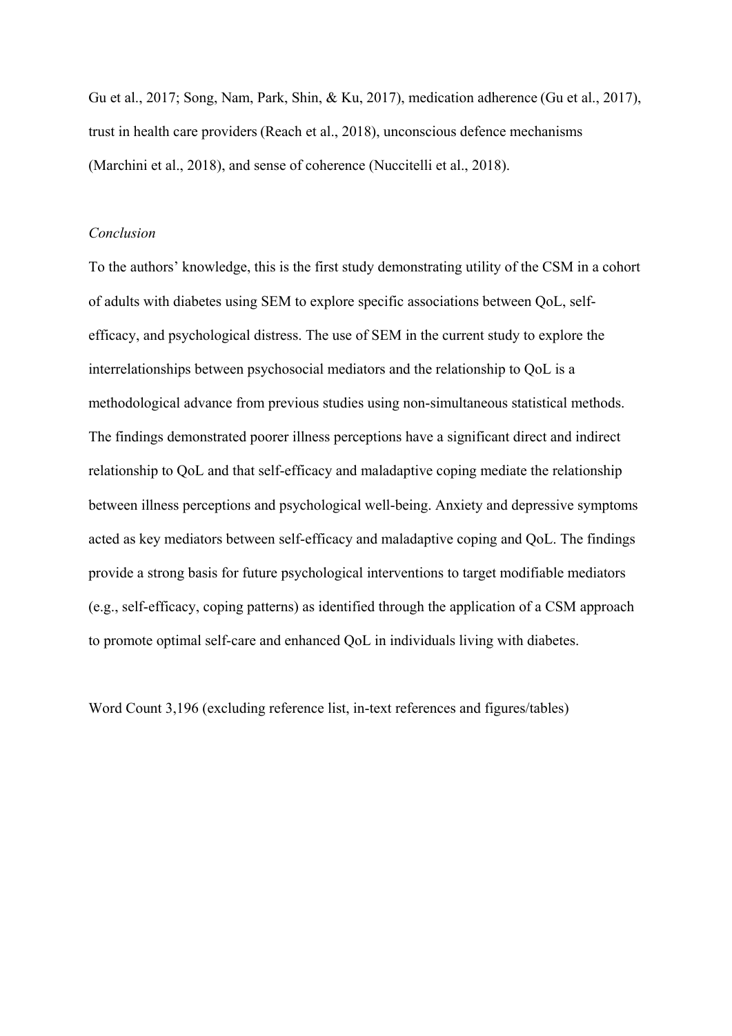Gu et al., 2017; Song, Nam, Park, Shin, & Ku, 2017), medication adherence (Gu et al., 2017), trust in health care providers (Reach et al., 2018), unconscious defence mechanisms (Marchini et al., 2018), and sense of coherence (Nuccitelli et al., 2018).

*Conclusion*

To the authors' knowledge, this is the first study demonstrating utility of the CSM in a cohort of adults with diabetes using SEM to explore specific associations between QoL, self-efficacy, and psychological distress. The use of SEM in the current study to explore the interrelationships between psychosocial mediators and the relationship to QoL is a methodological advance from previous studies using non-simultaneous statistical methods. The findings demonstrated poorer illness perceptions have a significant direct and indirect relationship to QoL and that self-efficacy and maladaptive coping mediate the relationship between illness perceptions and psychological well-being. Anxiety and depressive symptoms acted as key mediators between self-efficacy and maladaptive coping and QoL. The findings provide a strong basis for future psychological interventions to target modifiable mediators (e.g., self-efficacy, coping patterns) as identified through the application of a CSM approach to promote optimal self-care and enhanced QoL in individuals living with diabetes.

Word Count 3,196 (excluding reference list, in-text references and figures/tables)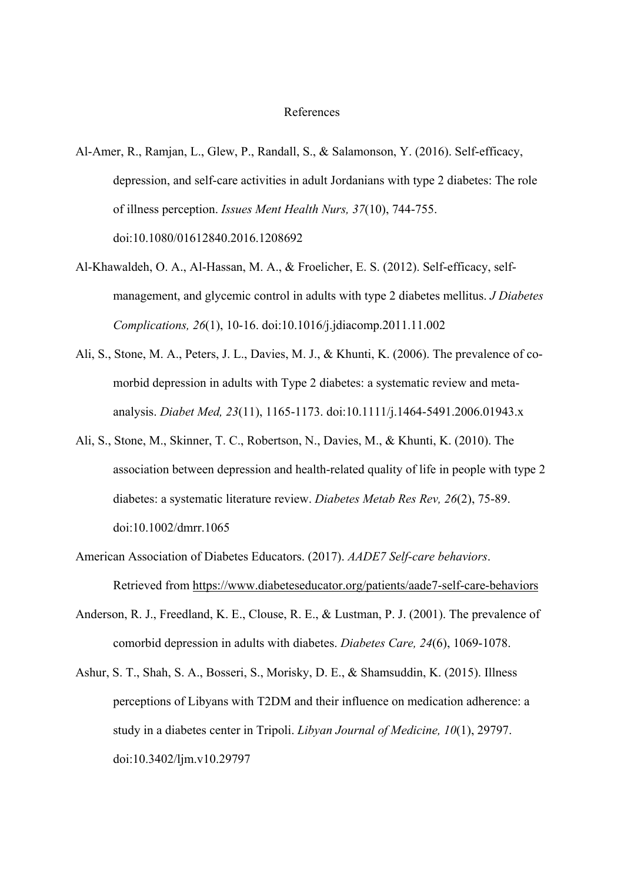# References

Al-Amer, R., Ramjan, L., Glew, P., Randall, S., & Salamonson, Y. (2016). Self-efficacy, depression, and self-care activities in adult Jordanians with type 2 diabetes: The role of illness perception. *Issues Ment Health Nurs, 37*(10), 744-755. doi:10.1080/01612840.2016.1208692

Al-Khawaldeh, O. A., Al-Hassan, M. A., & Froelicher, E. S. (2012). Self-efficacy, self-management, and glycemic control in adults with type 2 diabetes mellitus. *J Diabetes Complications, 26*(1), 10-16. doi:10.1016/j.jdiacomp.2011.11.002

Ali, S., Stone, M. A., Peters, J. L., Davies, M. J., & Khunti, K. (2006). The prevalence of co-morbid depression in adults with Type 2 diabetes: a systematic review and meta-analysis. *Diabet Med, 23*(11), 1165-1173. doi:10.1111/j.1464-5491.2006.01943.x

Ali, S., Stone, M., Skinner, T. C., Robertson, N., Davies, M., & Khunti, K. (2010). The association between depression and health-related quality of life in people with type 2 diabetes: a systematic literature review. *Diabetes Metab Res Rev, 26*(2), 75-89. doi:10.1002/dmrr.1065

American Association of Diabetes Educators. (2017). *AADE7 Self-care behaviors*. Retrieved from https://www.diabeteseducator.org/patients/aade7-self-care-behaviors

Anderson, R. J., Freedland, K. E., Clouse, R. E., & Lustman, P. J. (2001). The prevalence of comorbid depression in adults with diabetes. *Diabetes Care, 24*(6), 1069-1078.

Ashur, S. T., Shah, S. A., Bosseri, S., Morisky, D. E., & Shamsuddin, K. (2015). Illness perceptions of Libyans with T2DM and their influence on medication adherence: a study in a diabetes center in Tripoli. *Libyan Journal of Medicine, 10*(1), 29797. doi:10.3402/ljm.v10.29797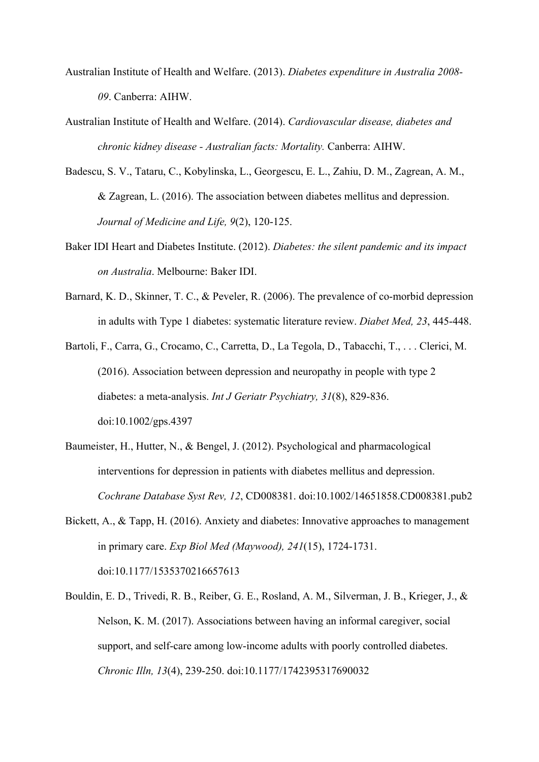Australian Institute of Health and Welfare. (2013). *Diabetes expenditure in Australia 2008-09*. Canberra: AIHW.

Australian Institute of Health and Welfare. (2014). *Cardiovascular disease, diabetes and chronic kidney disease - Australian facts: Mortality.* Canberra: AIHW.

Badescu, S. V., Tataru, C., Kobylinska, L., Georgescu, E. L., Zahiu, D. M., Zagrean, A. M., & Zagrean, L. (2016). The association between diabetes mellitus and depression. *Journal of Medicine and Life, 9*(2), 120-125.

Baker IDI Heart and Diabetes Institute. (2012). *Diabetes: the silent pandemic and its impact on Australia*. Melbourne: Baker IDI.

Barnard, K. D., Skinner, T. C., & Peveler, R. (2006). The prevalence of co-morbid depression in adults with Type 1 diabetes: systematic literature review. *Diabet Med, 23*, 445-448.

Bartoli, F., Carra, G., Crocamo, C., Carretta, D., La Tegola, D., Tabacchi, T., . . . Clerici, M. (2016). Association between depression and neuropathy in people with type 2 diabetes: a meta-analysis. *Int J Geriatr Psychiatry, 31*(8), 829-836. doi:10.1002/gps.4397

Baumeister, H., Hutter, N., & Bengel, J. (2012). Psychological and pharmacological interventions for depression in patients with diabetes mellitus and depression. *Cochrane Database Syst Rev, 12*, CD008381. doi:10.1002/14651858.CD008381.pub2

Bickett, A., & Tapp, H. (2016). Anxiety and diabetes: Innovative approaches to management in primary care. *Exp Biol Med (Maywood), 241*(15), 1724-1731. doi:10.1177/1535370216657613

Bouldin, E. D., Trivedi, R. B., Reiber, G. E., Rosland, A. M., Silverman, J. B., Krieger, J., & Nelson, K. M. (2017). Associations between having an informal caregiver, social support, and self-care among low-income adults with poorly controlled diabetes. *Chronic Illn, 13*(4), 239-250. doi:10.1177/1742395317690032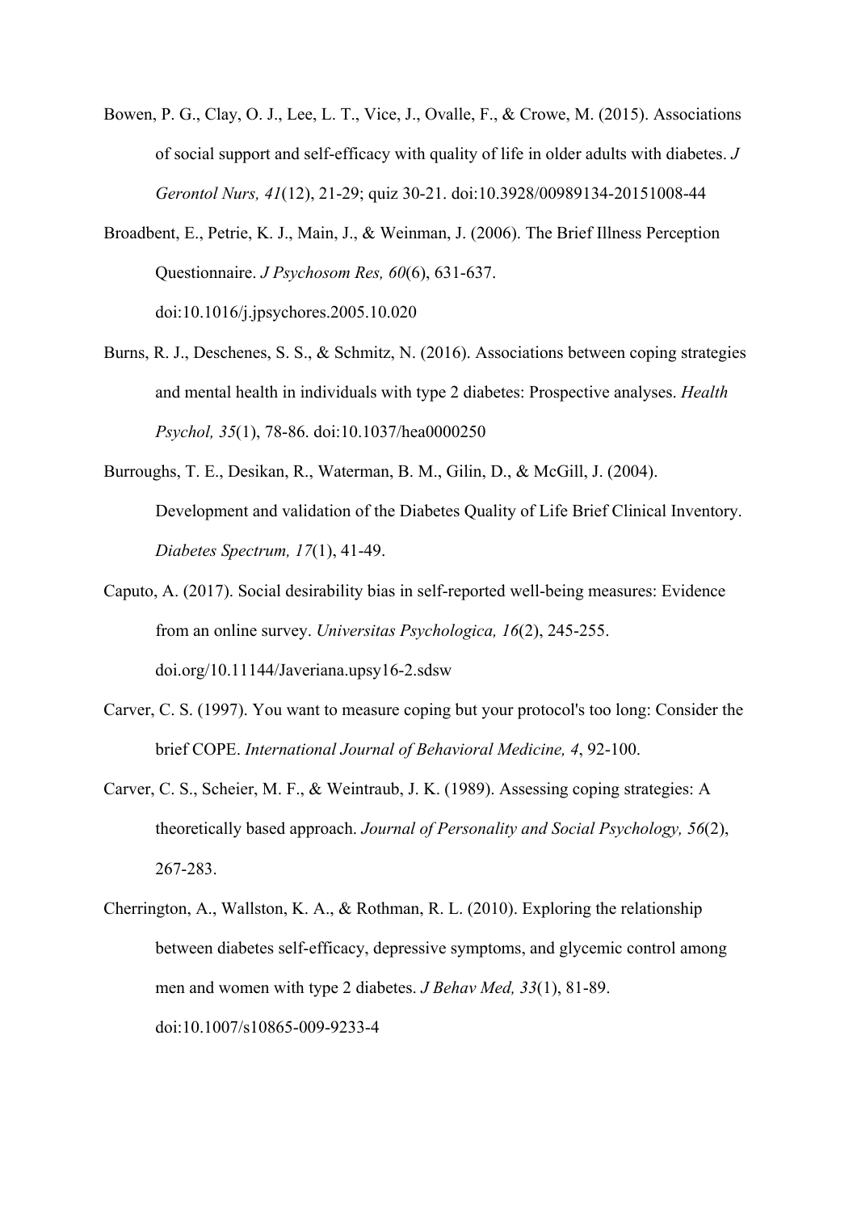Bowen, P. G., Clay, O. J., Lee, L. T., Vice, J., Ovalle, F., & Crowe, M. (2015). Associations of social support and self-efficacy with quality of life in older adults with diabetes. *J Gerontol Nurs, 41*(12), 21-29; quiz 30-21. doi:10.3928/00989134-20151008-44

Broadbent, E., Petrie, K. J., Main, J., & Weinman, J. (2006). The Brief Illness Perception Questionnaire. *J Psychosom Res, 60*(6), 631-637. doi:10.1016/j.jpsychores.2005.10.020

Burns, R. J., Deschenes, S. S., & Schmitz, N. (2016). Associations between coping strategies and mental health in individuals with type 2 diabetes: Prospective analyses. *Health Psychol, 35*(1), 78-86. doi:10.1037/hea0000250

Burroughs, T. E., Desikan, R., Waterman, B. M., Gilin, D., & McGill, J. (2004). Development and validation of the Diabetes Quality of Life Brief Clinical Inventory. *Diabetes Spectrum, 17*(1), 41-49.

Caputo, A. (2017). Social desirability bias in self-reported well-being measures: Evidence from an online survey. *Universitas Psychologica, 16*(2), 245-255. doi.org/10.11144/Javeriana.upsy16-2.sdsw

Carver, C. S. (1997). You want to measure coping but your protocol's too long: Consider the brief COPE. *International Journal of Behavioral Medicine, 4*, 92-100.

Carver, C. S., Scheier, M. F., & Weintraub, J. K. (1989). Assessing coping strategies: A theoretically based approach. *Journal of Personality and Social Psychology, 56*(2), 267-283.

Cherrington, A., Wallston, K. A., & Rothman, R. L. (2010). Exploring the relationship between diabetes self-efficacy, depressive symptoms, and glycemic control among men and women with type 2 diabetes. *J Behav Med, 33*(1), 81-89. doi:10.1007/s10865-009-9233-4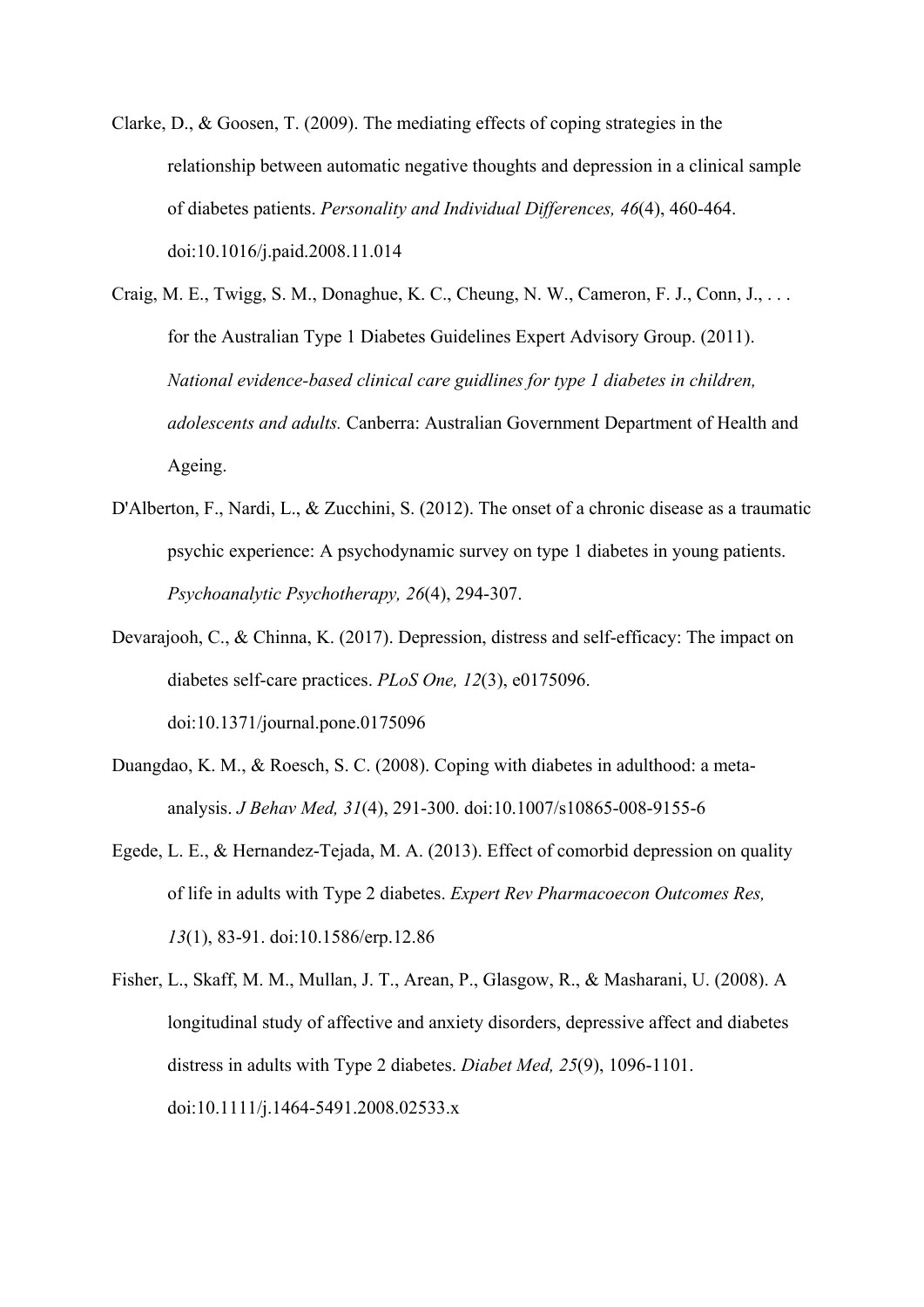Clarke, D., & Goosen, T. (2009). The mediating effects of coping strategies in the relationship between automatic negative thoughts and depression in a clinical sample of diabetes patients. *Personality and Individual Differences, 46*(4), 460-464. doi:10.1016/j.paid.2008.11.014

Craig, M. E., Twigg, S. M., Donaghue, K. C., Cheung, N. W., Cameron, F. J., Conn, J., . . . for the Australian Type 1 Diabetes Guidelines Expert Advisory Group. (2011). *National evidence-based clinical care guidlines for type 1 diabetes in children, adolescents and adults.* Canberra: Australian Government Department of Health and Ageing.

D'Alberton, F., Nardi, L., & Zucchini, S. (2012). The onset of a chronic disease as a traumatic psychic experience: A psychodynamic survey on type 1 diabetes in young patients. *Psychoanalytic Psychotherapy, 26*(4), 294-307.

Devarajooh, C., & Chinna, K. (2017). Depression, distress and self-efficacy: The impact on diabetes self-care practices. *PLoS One, 12*(3), e0175096. doi:10.1371/journal.pone.0175096

Duangdao, K. M., & Roesch, S. C. (2008). Coping with diabetes in adulthood: a meta-analysis. *J Behav Med, 31*(4), 291-300. doi:10.1007/s10865-008-9155-6

Egede, L. E., & Hernandez-Tejada, M. A. (2013). Effect of comorbid depression on quality of life in adults with Type 2 diabetes. *Expert Rev Pharmacoecon Outcomes Res, 13*(1), 83-91. doi:10.1586/erp.12.86

Fisher, L., Skaff, M. M., Mullan, J. T., Arean, P., Glasgow, R., & Masharani, U. (2008). A longitudinal study of affective and anxiety disorders, depressive affect and diabetes distress in adults with Type 2 diabetes. *Diabet Med, 25*(9), 1096-1101. doi:10.1111/j.1464-5491.2008.02533.x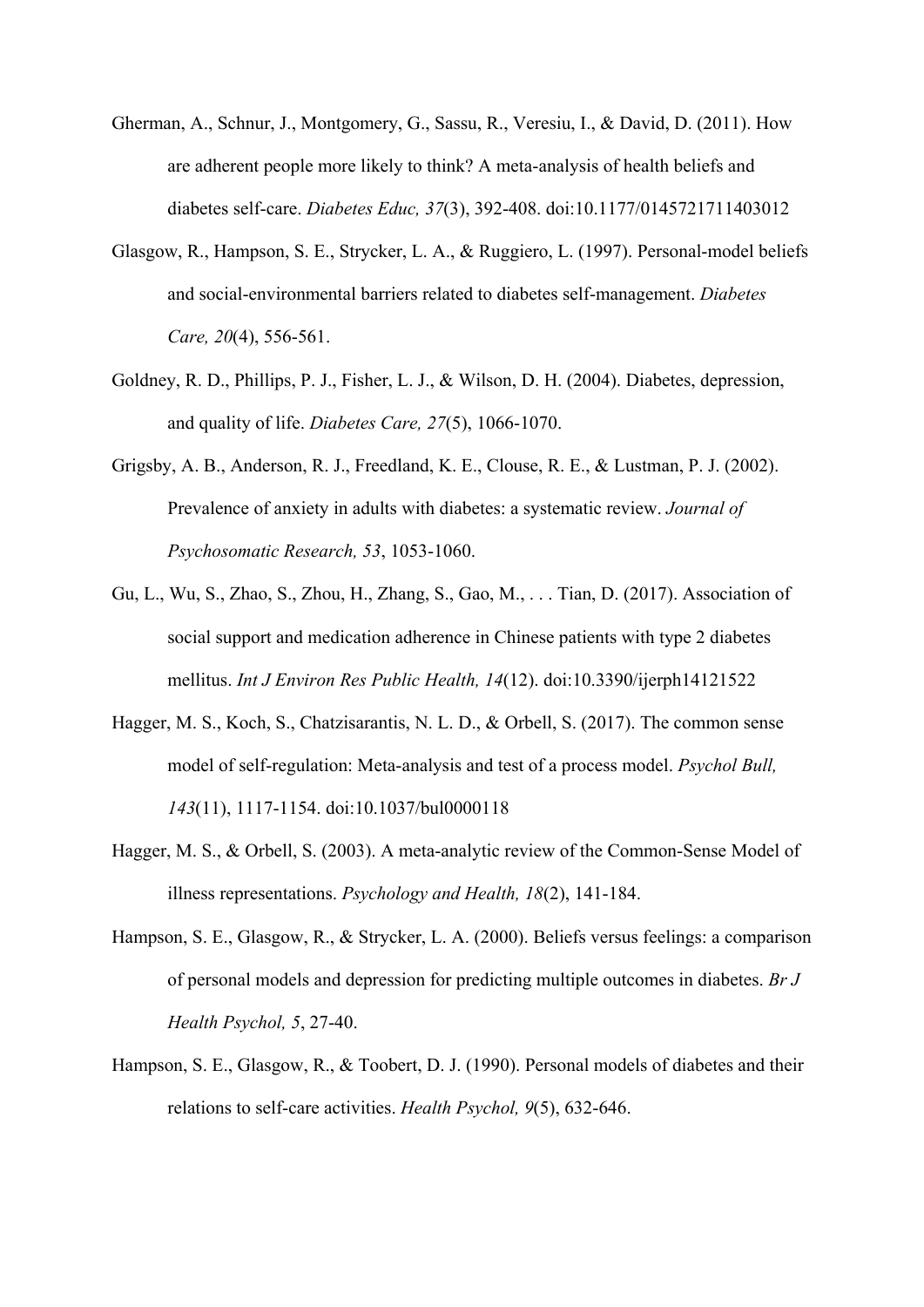Gherman, A., Schnur, J., Montgomery, G., Sassu, R., Veresiu, I., & David, D. (2011). How are adherent people more likely to think? A meta-analysis of health beliefs and diabetes self-care. *Diabetes Educ, 37*(3), 392-408. doi:10.1177/0145721711403012

Glasgow, R., Hampson, S. E., Strycker, L. A., & Ruggiero, L. (1997). Personal-model beliefs and social-environmental barriers related to diabetes self-management. *Diabetes Care, 20*(4), 556-561.

Goldney, R. D., Phillips, P. J., Fisher, L. J., & Wilson, D. H. (2004). Diabetes, depression, and quality of life. *Diabetes Care, 27*(5), 1066-1070.

Grigsby, A. B., Anderson, R. J., Freedland, K. E., Clouse, R. E., & Lustman, P. J. (2002). Prevalence of anxiety in adults with diabetes: a systematic review. *Journal of Psychosomatic Research, 53*, 1053-1060.

Gu, L., Wu, S., Zhao, S., Zhou, H., Zhang, S., Gao, M., . . . Tian, D. (2017). Association of social support and medication adherence in Chinese patients with type 2 diabetes mellitus. *Int J Environ Res Public Health, 14*(12). doi:10.3390/ijerph14121522

Hagger, M. S., Koch, S., Chatzisarantis, N. L. D., & Orbell, S. (2017). The common sense model of self-regulation: Meta-analysis and test of a process model. *Psychol Bull, 143*(11), 1117-1154. doi:10.1037/bul0000118

Hagger, M. S., & Orbell, S. (2003). A meta-analytic review of the Common-Sense Model of illness representations. *Psychology and Health, 18*(2), 141-184.

Hampson, S. E., Glasgow, R., & Strycker, L. A. (2000). Beliefs versus feelings: a comparison of personal models and depression for predicting multiple outcomes in diabetes. *Br J Health Psychol, 5*, 27-40.

Hampson, S. E., Glasgow, R., & Toobert, D. J. (1990). Personal models of diabetes and their relations to self-care activities. *Health Psychol, 9*(5), 632-646.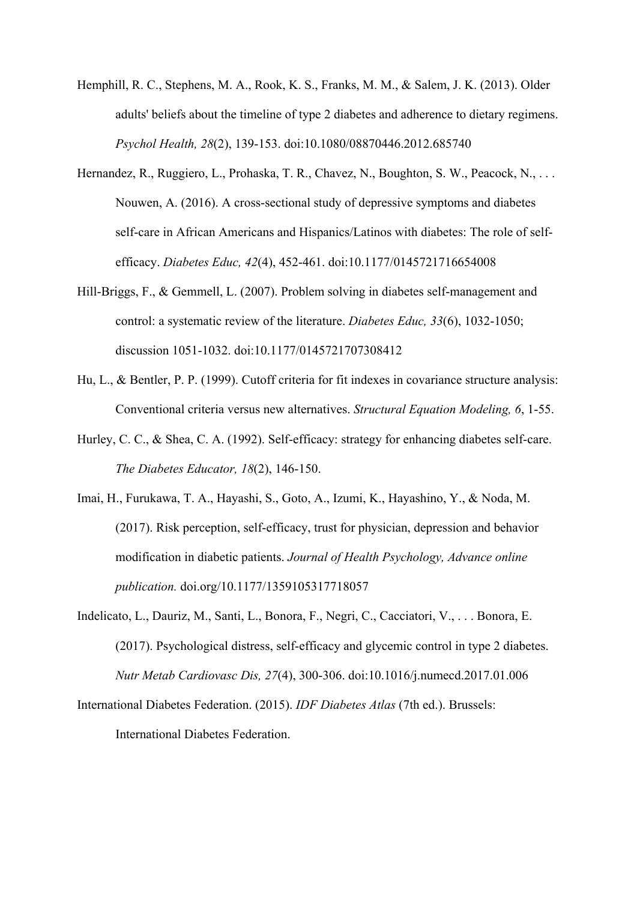Hemphill, R. C., Stephens, M. A., Rook, K. S., Franks, M. M., & Salem, J. K. (2013). Older adults' beliefs about the timeline of type 2 diabetes and adherence to dietary regimens. *Psychol Health, 28*(2), 139-153. doi:10.1080/08870446.2012.685740

Hernandez, R., Ruggiero, L., Prohaska, T. R., Chavez, N., Boughton, S. W., Peacock, N., . . . Nouwen, A. (2016). A cross-sectional study of depressive symptoms and diabetes self-care in African Americans and Hispanics/Latinos with diabetes: The role of self-efficacy. *Diabetes Educ, 42*(4), 452-461. doi:10.1177/0145721716654008

Hill-Briggs, F., & Gemmell, L. (2007). Problem solving in diabetes self-management and control: a systematic review of the literature. *Diabetes Educ, 33*(6), 1032-1050; discussion 1051-1032. doi:10.1177/0145721707308412

Hu, L., & Bentler, P. P. (1999). Cutoff criteria for fit indexes in covariance structure analysis: Conventional criteria versus new alternatives. *Structural Equation Modeling, 6*, 1-55.

Hurley, C. C., & Shea, C. A. (1992). Self-efficacy: strategy for enhancing diabetes self-care. *The Diabetes Educator, 18*(2), 146-150.

Imai, H., Furukawa, T. A., Hayashi, S., Goto, A., Izumi, K., Hayashino, Y., & Noda, M. (2017). Risk perception, self-efficacy, trust for physician, depression and behavior modification in diabetic patients. *Journal of Health Psychology, Advance online publication.* doi.org/10.1177/1359105317718057

Indelicato, L., Dauriz, M., Santi, L., Bonora, F., Negri, C., Cacciatori, V., . . . Bonora, E. (2017). Psychological distress, self-efficacy and glycemic control in type 2 diabetes. *Nutr Metab Cardiovasc Dis, 27*(4), 300-306. doi:10.1016/j.numecd.2017.01.006

International Diabetes Federation. (2015). *IDF Diabetes Atlas* (7th ed.). Brussels: International Diabetes Federation.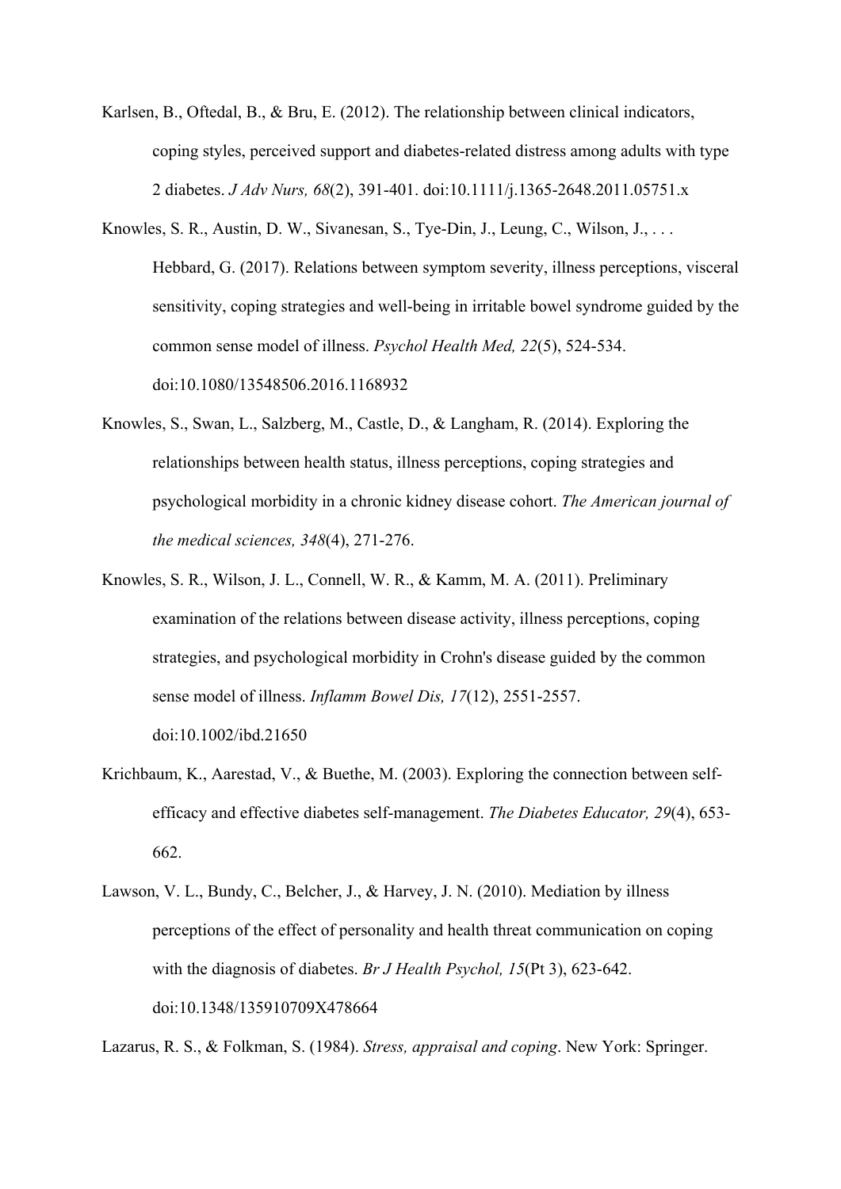Karlsen, B., Oftedal, B., & Bru, E. (2012). The relationship between clinical indicators, coping styles, perceived support and diabetes-related distress among adults with type 2 diabetes. *J Adv Nurs, 68*(2), 391-401. doi:10.1111/j.1365-2648.2011.05751.x

Knowles, S. R., Austin, D. W., Sivanesan, S., Tye-Din, J., Leung, C., Wilson, J., . . . Hebbard, G. (2017). Relations between symptom severity, illness perceptions, visceral sensitivity, coping strategies and well-being in irritable bowel syndrome guided by the common sense model of illness. *Psychol Health Med, 22*(5), 524-534. doi:10.1080/13548506.2016.1168932

Knowles, S., Swan, L., Salzberg, M., Castle, D., & Langham, R. (2014). Exploring the relationships between health status, illness perceptions, coping strategies and psychological morbidity in a chronic kidney disease cohort. *The American journal of the medical sciences, 348*(4), 271-276.

Knowles, S. R., Wilson, J. L., Connell, W. R., & Kamm, M. A. (2011). Preliminary examination of the relations between disease activity, illness perceptions, coping strategies, and psychological morbidity in Crohn's disease guided by the common sense model of illness. *Inflamm Bowel Dis, 17*(12), 2551-2557. doi:10.1002/ibd.21650

Krichbaum, K., Aarestad, V., & Buethe, M. (2003). Exploring the connection between self-efficacy and effective diabetes self-management. *The Diabetes Educator, 29*(4), 653-662.

Lawson, V. L., Bundy, C., Belcher, J., & Harvey, J. N. (2010). Mediation by illness perceptions of the effect of personality and health threat communication on coping with the diagnosis of diabetes. *Br J Health Psychol, 15*(Pt 3), 623-642. doi:10.1348/135910709X478664

Lazarus, R. S., & Folkman, S. (1984). *Stress, appraisal and coping*. New York: Springer.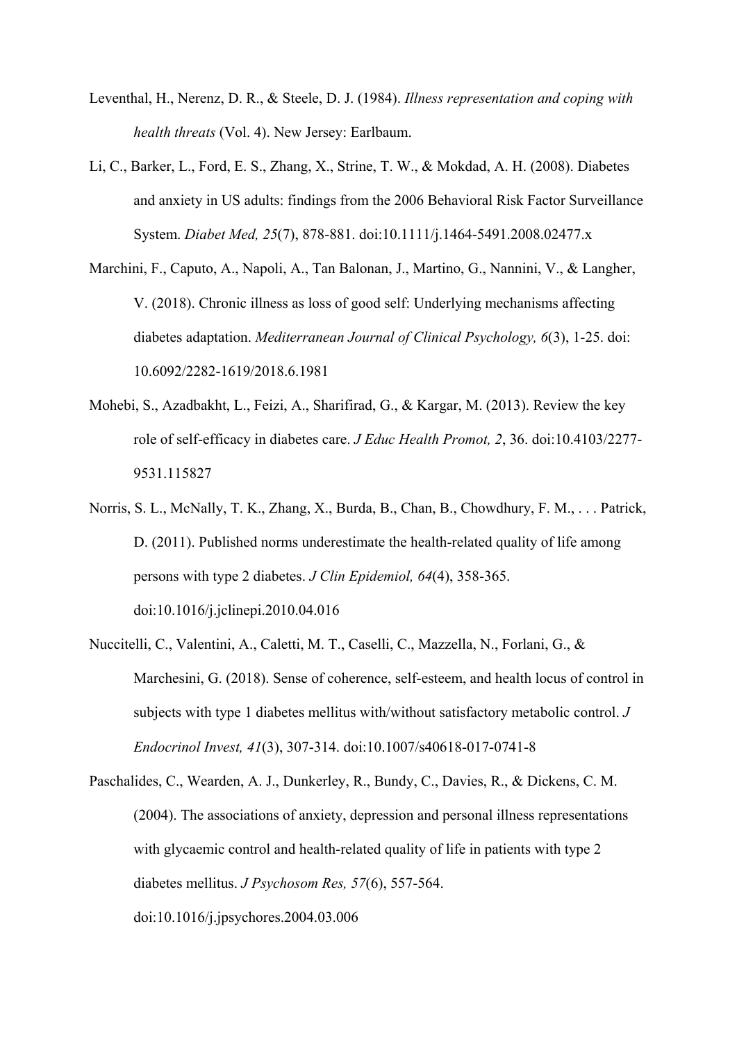Leventhal, H., Nerenz, D. R., & Steele, D. J. (1984). *Illness representation and coping with health threats* (Vol. 4). New Jersey: Earlbaum.

Li, C., Barker, L., Ford, E. S., Zhang, X., Strine, T. W., & Mokdad, A. H. (2008). Diabetes and anxiety in US adults: findings from the 2006 Behavioral Risk Factor Surveillance System. *Diabet Med, 25*(7), 878-881. doi:10.1111/j.1464-5491.2008.02477.x

Marchini, F., Caputo, A., Napoli, A., Tan Balonan, J., Martino, G., Nannini, V., & Langher, V. (2018). Chronic illness as loss of good self: Underlying mechanisms affecting diabetes adaptation. *Mediterranean Journal of Clinical Psychology, 6*(3), 1-25. doi: 10.6092/2282-1619/2018.6.1981

Mohebi, S., Azadbakht, L., Feizi, A., Sharifirad, G., & Kargar, M. (2013). Review the key role of self-efficacy in diabetes care. *J Educ Health Promot, 2*, 36. doi:10.4103/2277-9531.115827

Norris, S. L., McNally, T. K., Zhang, X., Burda, B., Chan, B., Chowdhury, F. M., . . . Patrick, D. (2011). Published norms underestimate the health-related quality of life among persons with type 2 diabetes. *J Clin Epidemiol, 64*(4), 358-365. doi:10.1016/j.jclinepi.2010.04.016

Nuccitelli, C., Valentini, A., Caletti, M. T., Caselli, C., Mazzella, N., Forlani, G., & Marchesini, G. (2018). Sense of coherence, self-esteem, and health locus of control in subjects with type 1 diabetes mellitus with/without satisfactory metabolic control. *J Endocrinol Invest, 41*(3), 307-314. doi:10.1007/s40618-017-0741-8

Paschalides, C., Wearden, A. J., Dunkerley, R., Bundy, C., Davies, R., & Dickens, C. M. (2004). The associations of anxiety, depression and personal illness representations with glycaemic control and health-related quality of life in patients with type 2 diabetes mellitus. *J Psychosom Res, 57*(6), 557-564. doi:10.1016/j.jpsychores.2004.03.006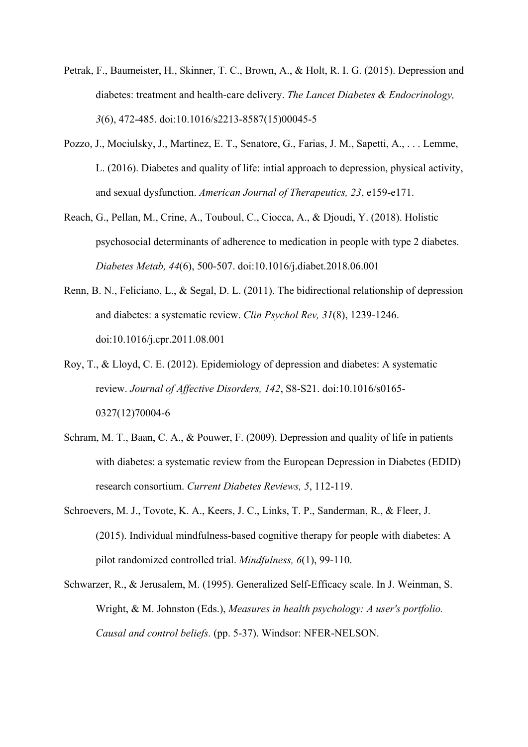Petrak, F., Baumeister, H., Skinner, T. C., Brown, A., & Holt, R. I. G. (2015). Depression and diabetes: treatment and health-care delivery. *The Lancet Diabetes & Endocrinology, 3*(6), 472-485. doi:10.1016/s2213-8587(15)00045-5

Pozzo, J., Mociulsky, J., Martinez, E. T., Senatore, G., Farias, J. M., Sapetti, A., . . . Lemme, L. (2016). Diabetes and quality of life: intial approach to depression, physical activity, and sexual dysfunction. *American Journal of Therapeutics, 23*, e159-e171.

Reach, G., Pellan, M., Crine, A., Touboul, C., Ciocca, A., & Djoudi, Y. (2018). Holistic psychosocial determinants of adherence to medication in people with type 2 diabetes. *Diabetes Metab, 44*(6), 500-507. doi:10.1016/j.diabet.2018.06.001

Renn, B. N., Feliciano, L., & Segal, D. L. (2011). The bidirectional relationship of depression and diabetes: a systematic review. *Clin Psychol Rev, 31*(8), 1239-1246. doi:10.1016/j.cpr.2011.08.001

Roy, T., & Lloyd, C. E. (2012). Epidemiology of depression and diabetes: A systematic review. *Journal of Affective Disorders, 142*, S8-S21. doi:10.1016/s0165-0327(12)70004-6

Schram, M. T., Baan, C. A., & Pouwer, F. (2009). Depression and quality of life in patients with diabetes: a systematic review from the European Depression in Diabetes (EDID) research consortium. *Current Diabetes Reviews, 5*, 112-119.

Schroevers, M. J., Tovote, K. A., Keers, J. C., Links, T. P., Sanderman, R., & Fleer, J. (2015). Individual mindfulness-based cognitive therapy for people with diabetes: A pilot randomized controlled trial. *Mindfulness, 6*(1), 99-110.

Schwarzer, R., & Jerusalem, M. (1995). Generalized Self-Efficacy scale. In J. Weinman, S. Wright, & M. Johnston (Eds.), *Measures in health psychology: A user's portfolio. Causal and control beliefs.* (pp. 5-37). Windsor: NFER-NELSON.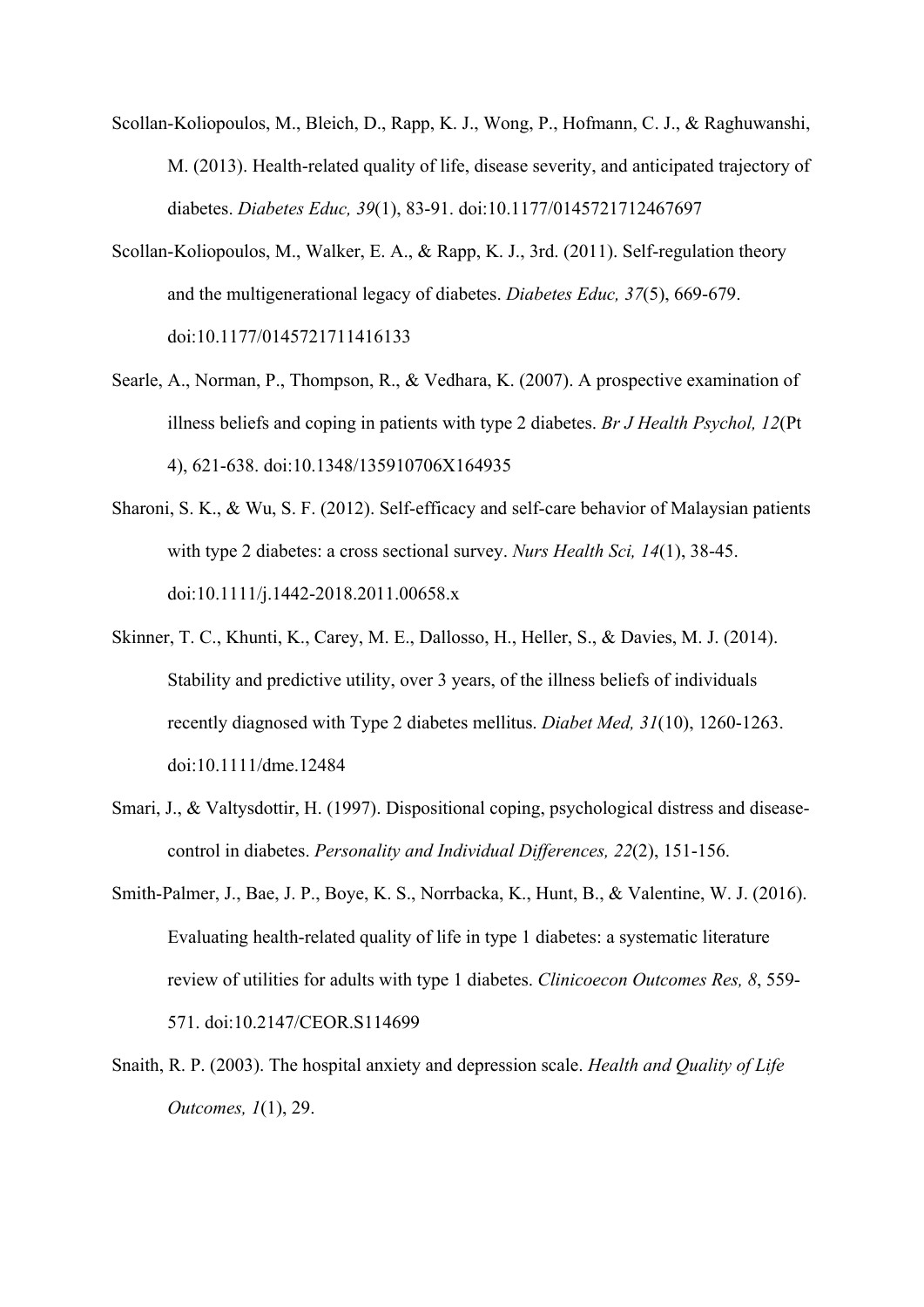Scollan-Koliopoulos, M., Bleich, D., Rapp, K. J., Wong, P., Hofmann, C. J., & Raghuwanshi, M. (2013). Health-related quality of life, disease severity, and anticipated trajectory of diabetes. *Diabetes Educ, 39*(1), 83-91. doi:10.1177/0145721712467697

Scollan-Koliopoulos, M., Walker, E. A., & Rapp, K. J., 3rd. (2011). Self-regulation theory and the multigenerational legacy of diabetes. *Diabetes Educ, 37*(5), 669-679. doi:10.1177/0145721711416133

Searle, A., Norman, P., Thompson, R., & Vedhara, K. (2007). A prospective examination of illness beliefs and coping in patients with type 2 diabetes. *Br J Health Psychol, 12*(Pt 4), 621-638. doi:10.1348/135910706X164935

Sharoni, S. K., & Wu, S. F. (2012). Self-efficacy and self-care behavior of Malaysian patients with type 2 diabetes: a cross sectional survey. *Nurs Health Sci, 14*(1), 38-45. doi:10.1111/j.1442-2018.2011.00658.x

Skinner, T. C., Khunti, K., Carey, M. E., Dallosso, H., Heller, S., & Davies, M. J. (2014). Stability and predictive utility, over 3 years, of the illness beliefs of individuals recently diagnosed with Type 2 diabetes mellitus. *Diabet Med, 31*(10), 1260-1263. doi:10.1111/dme.12484

Smari, J., & Valtysdottir, H. (1997). Dispositional coping, psychological distress and disease-control in diabetes. *Personality and Individual Differences, 22*(2), 151-156.

Smith-Palmer, J., Bae, J. P., Boye, K. S., Norrbacka, K., Hunt, B., & Valentine, W. J. (2016). Evaluating health-related quality of life in type 1 diabetes: a systematic literature review of utilities for adults with type 1 diabetes. *Clinicoecon Outcomes Res, 8*, 559-571. doi:10.2147/CEOR.S114699

Snaith, R. P. (2003). The hospital anxiety and depression scale. *Health and Quality of Life Outcomes, 1*(1), 29.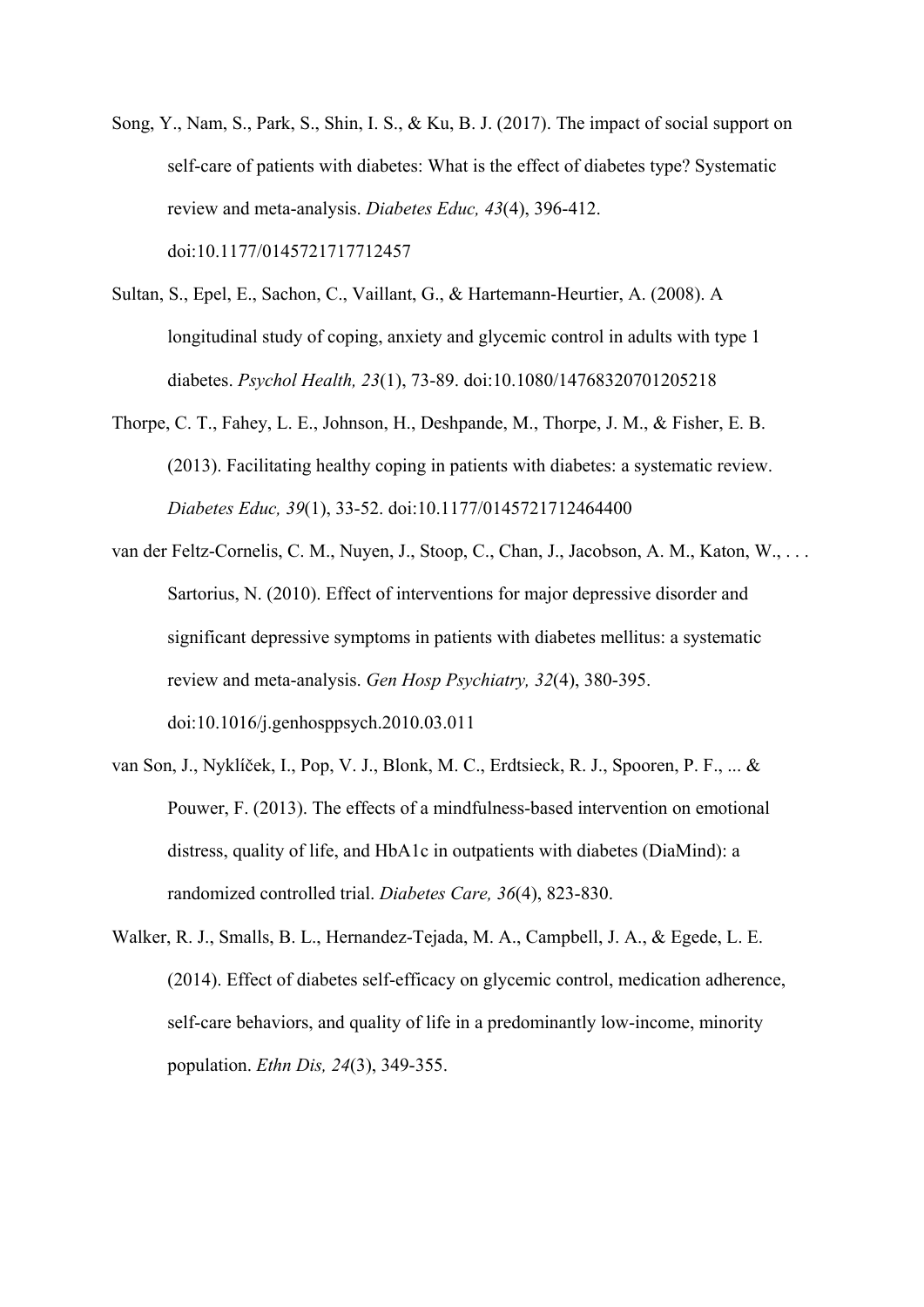Song, Y., Nam, S., Park, S., Shin, I. S., & Ku, B. J. (2017). The impact of social support on self-care of patients with diabetes: What is the effect of diabetes type? Systematic review and meta-analysis. *Diabetes Educ, 43*(4), 396-412. doi:10.1177/0145721717712457

Sultan, S., Epel, E., Sachon, C., Vaillant, G., & Hartemann-Heurtier, A. (2008). A longitudinal study of coping, anxiety and glycemic control in adults with type 1 diabetes. *Psychol Health, 23*(1), 73-89. doi:10.1080/14768320701205218

Thorpe, C. T., Fahey, L. E., Johnson, H., Deshpande, M., Thorpe, J. M., & Fisher, E. B. (2013). Facilitating healthy coping in patients with diabetes: a systematic review. *Diabetes Educ, 39*(1), 33-52. doi:10.1177/0145721712464400

van der Feltz-Cornelis, C. M., Nuyen, J., Stoop, C., Chan, J., Jacobson, A. M., Katon, W., . . . Sartorius, N. (2010). Effect of interventions for major depressive disorder and significant depressive symptoms in patients with diabetes mellitus: a systematic review and meta-analysis. *Gen Hosp Psychiatry, 32*(4), 380-395. doi:10.1016/j.genhosppsych.2010.03.011

van Son, J., Nyklíček, I., Pop, V. J., Blonk, M. C., Erdtsieck, R. J., Spooren, P. F., ... & Pouwer, F. (2013). The effects of a mindfulness-based intervention on emotional distress, quality of life, and HbA1c in outpatients with diabetes (DiaMind): a randomized controlled trial. *Diabetes Care, 36*(4), 823-830.

Walker, R. J., Smalls, B. L., Hernandez-Tejada, M. A., Campbell, J. A., & Egede, L. E. (2014). Effect of diabetes self-efficacy on glycemic control, medication adherence, self-care behaviors, and quality of life in a predominantly low-income, minority population. *Ethn Dis, 24*(3), 349-355.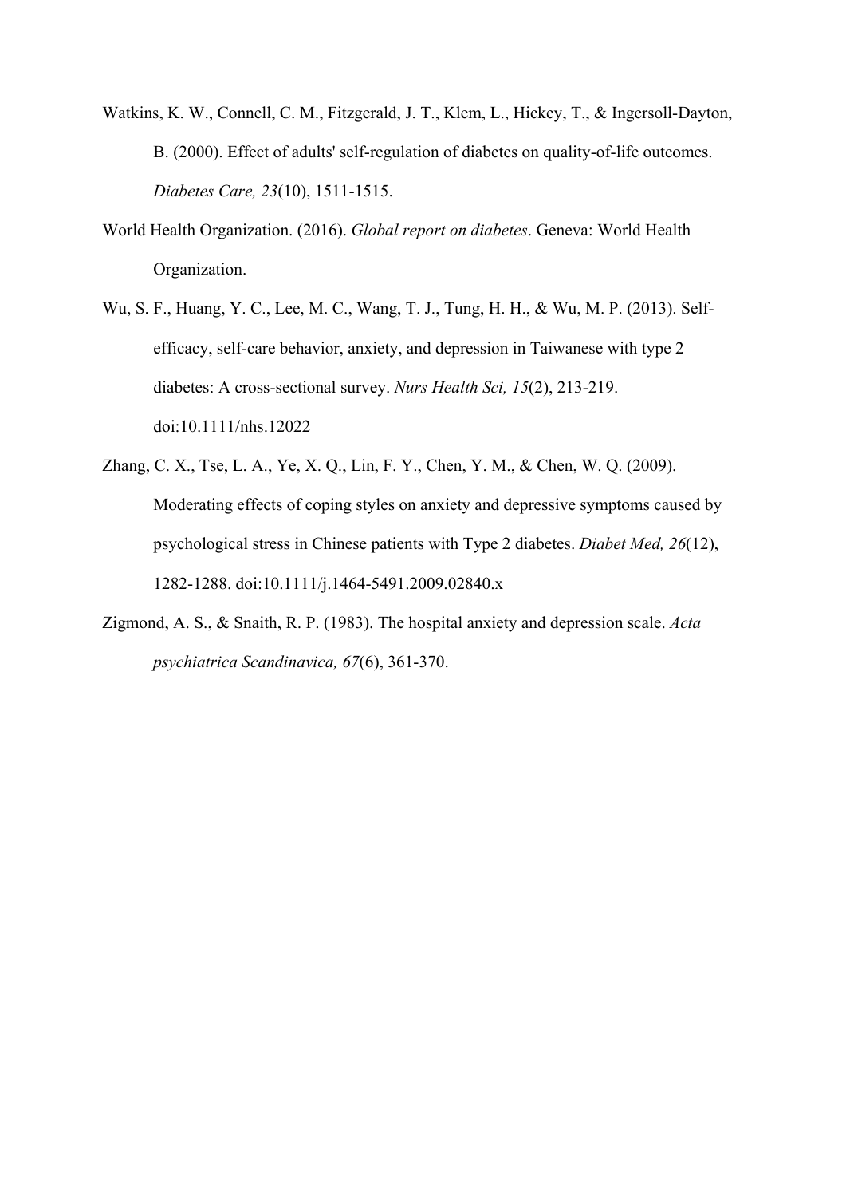Watkins, K. W., Connell, C. M., Fitzgerald, J. T., Klem, L., Hickey, T., & Ingersoll-Dayton, B. (2000). Effect of adults' self-regulation of diabetes on quality-of-life outcomes. *Diabetes Care, 23*(10), 1511-1515.

World Health Organization. (2016). *Global report on diabetes*. Geneva: World Health Organization.

Wu, S. F., Huang, Y. C., Lee, M. C., Wang, T. J., Tung, H. H., & Wu, M. P. (2013). Self-efficacy, self-care behavior, anxiety, and depression in Taiwanese with type 2 diabetes: A cross-sectional survey. *Nurs Health Sci, 15*(2), 213-219. doi:10.1111/nhs.12022

Zhang, C. X., Tse, L. A., Ye, X. Q., Lin, F. Y., Chen, Y. M., & Chen, W. Q. (2009). Moderating effects of coping styles on anxiety and depressive symptoms caused by psychological stress in Chinese patients with Type 2 diabetes. *Diabet Med, 26*(12), 1282-1288. doi:10.1111/j.1464-5491.2009.02840.x

Zigmond, A. S., & Snaith, R. P. (1983). The hospital anxiety and depression scale. *Acta psychiatrica Scandinavica, 67*(6), 361-370.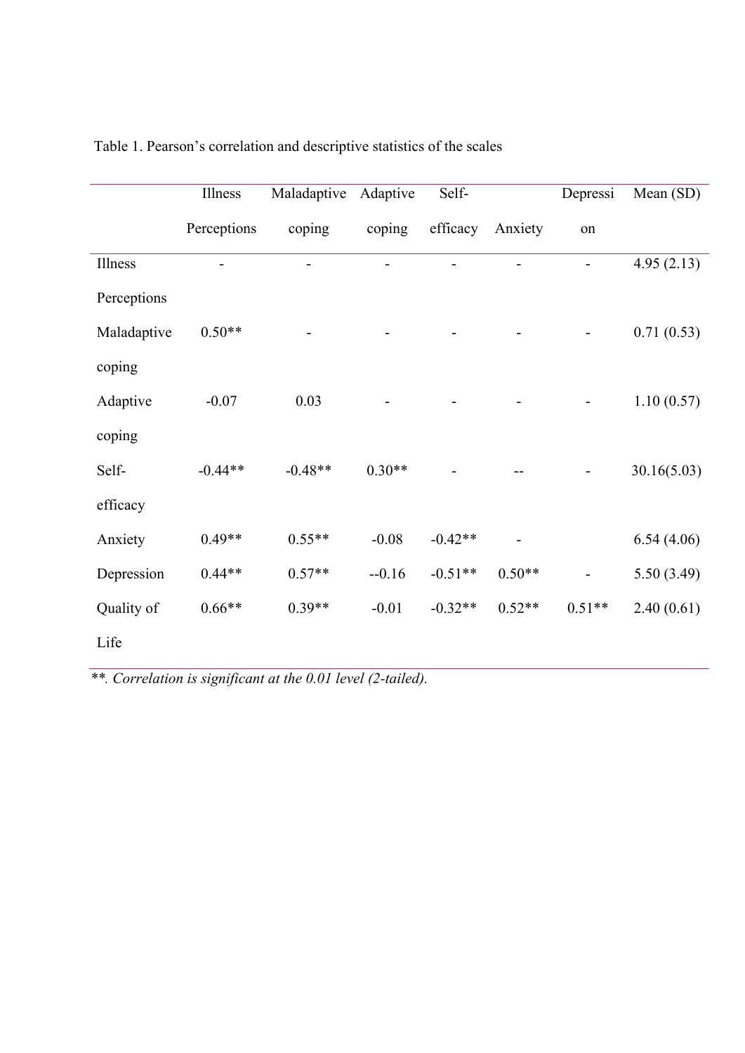Table 1. Pearson's correlation and descriptive statistics of the scales

| | Illness Perceptions | Maladaptive coping | Adaptive coping | Self-efficacy | Anxiety | Depression | Mean (SD) |
|---|---|---|---|---|---|---|---|
| Illness Perceptions | - | - | - | - | - | - | 4.95 (2.13) |
| Maladaptive coping | 0.50** | - | - | - | - | - | 0.71 (0.53) |
| Adaptive coping | -0.07 | 0.03 | - | - | - | - | 1.10 (0.57) |
| Self-efficacy | -0.44** | -0.48** | 0.30** | - | -- | - | 30.16(5.03) |
| Anxiety | 0.49** | 0.55** | -0.08 | -0.42** | - | | 6.54 (4.06) |
| Depression | 0.44** | 0.57** | --0.16 | -0.51** | 0.50** | - | 5.50 (3.49) |
| Quality of Life | 0.66** | 0.39** | -0.01 | -0.32** | 0.52** | 0.51** | 2.40 (0.61) |

*\*\*. Correlation is significant at the 0.01 level (2-tailed).*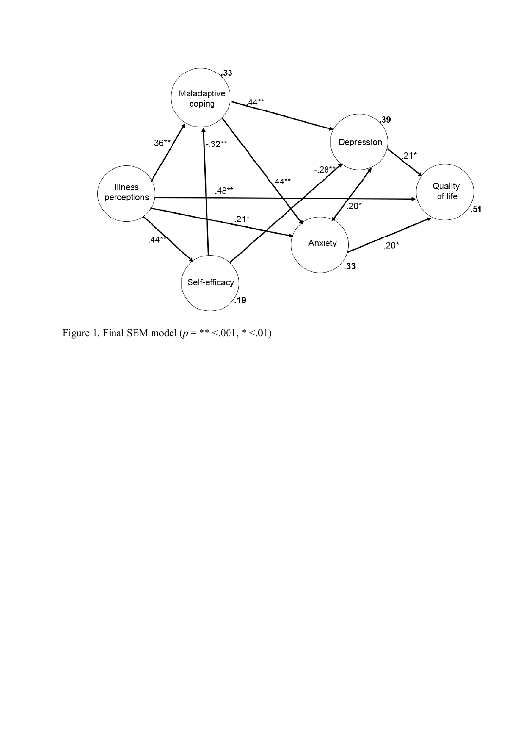Maladaptive coping
.33
.44**
Depression
.39
.36**
-.32**
.21*
-.28**
44**
Quality of life
Illness perceptions
.48**
.20*
.51
.21*
-.44**
Anxiety
.20*
.33
Self-efficacy
.19

Figure 1. Final SEM model (*p* = ** <.001, * <.01)